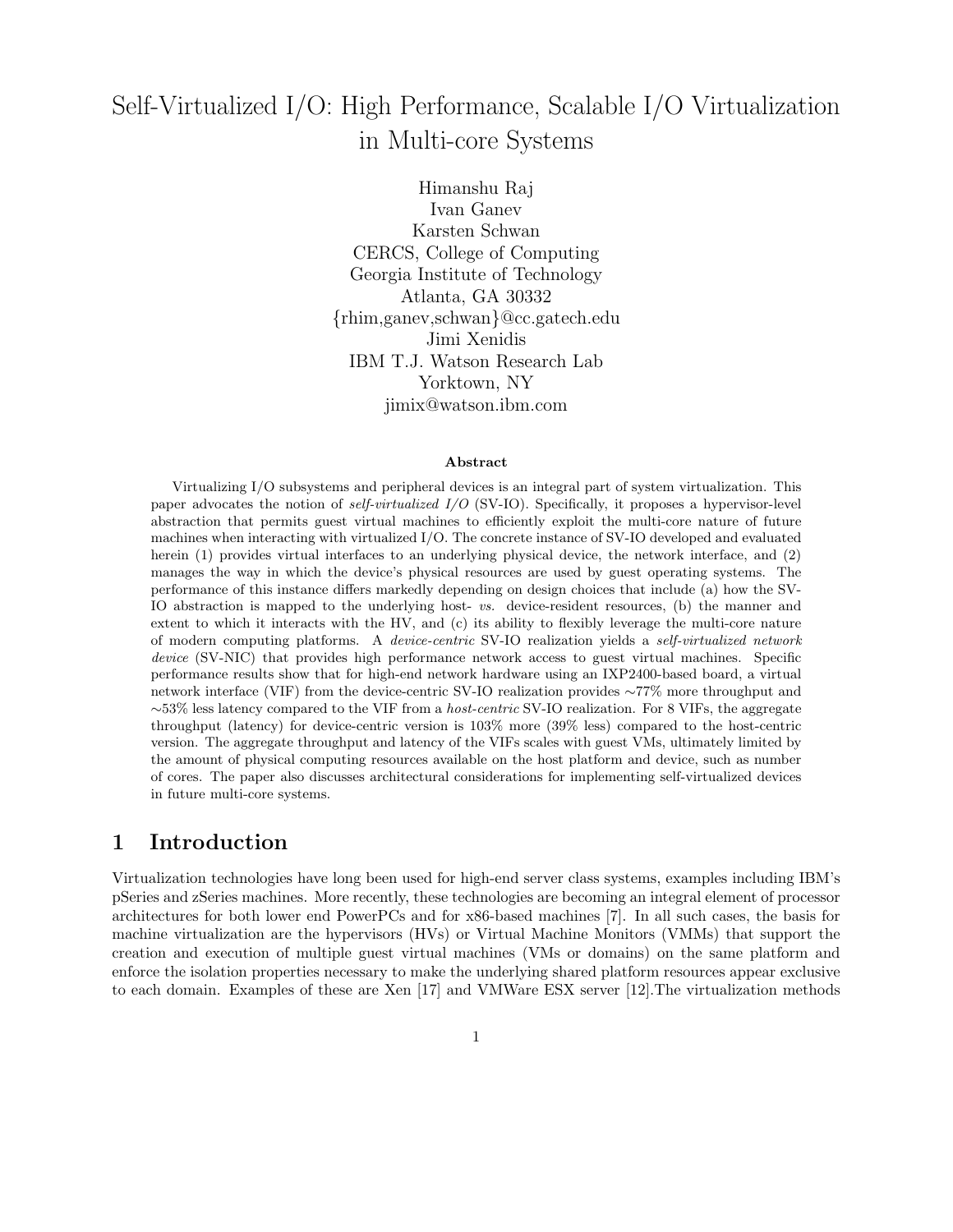# Self-Virtualized I/O: High Performance, Scalable I/O Virtualization in Multi-core Systems

Himanshu Raj
Ivan Ganev
Karsten Schwan
CERCS, College of Computing
Georgia Institute of Technology
Atlanta, GA 30332
{rhim,ganev,schwan}@cc.gatech.edu
Jimi Xenidis
IBM T.J. Watson Research Lab
Yorktown, NY
jimix@watson.ibm.com

**Abstract**

Virtualizing I/O subsystems and peripheral devices is an integral part of system virtualization. This paper advocates the notion of *self-virtualized I/O* (SV-IO). Specifically, it proposes a hypervisor-level abstraction that permits guest virtual machines to efficiently exploit the multi-core nature of future machines when interacting with virtualized I/O. The concrete instance of SV-IO developed and evaluated herein (1) provides virtual interfaces to an underlying physical device, the network interface, and (2) manages the way in which the device's physical resources are used by guest operating systems. The performance of this instance differs markedly depending on design choices that include (a) how the SV-IO abstraction is mapped to the underlying host- *vs.* device-resident resources, (b) the manner and extent to which it interacts with the HV, and (c) its ability to flexibly leverage the multi-core nature of modern computing platforms. A *device-centric* SV-IO realization yields a *self-virtualized network device* (SV-NIC) that provides high performance network access to guest virtual machines. Specific performance results show that for high-end network hardware using an IXP2400-based board, a virtual network interface (VIF) from the device-centric SV-IO realization provides ∼77% more throughput and ∼53% less latency compared to the VIF from a *host-centric* SV-IO realization. For 8 VIFs, the aggregate throughput (latency) for device-centric version is 103% more (39% less) compared to the host-centric version. The aggregate throughput and latency of the VIFs scales with guest VMs, ultimately limited by the amount of physical computing resources available on the host platform and device, such as number of cores. The paper also discusses architectural considerations for implementing self-virtualized devices in future multi-core systems.

## 1 Introduction

Virtualization technologies have long been used for high-end server class systems, examples including IBM's pSeries and zSeries machines. More recently, these technologies are becoming an integral element of processor architectures for both lower end PowerPCs and for x86-based machines [7]. In all such cases, the basis for machine virtualization are the hypervisors (HVs) or Virtual Machine Monitors (VMMs) that support the creation and execution of multiple guest virtual machines (VMs or domains) on the same platform and enforce the isolation properties necessary to make the underlying shared platform resources appear exclusive to each domain. Examples of these are Xen [17] and VMWare ESX server [12].The virtualization methods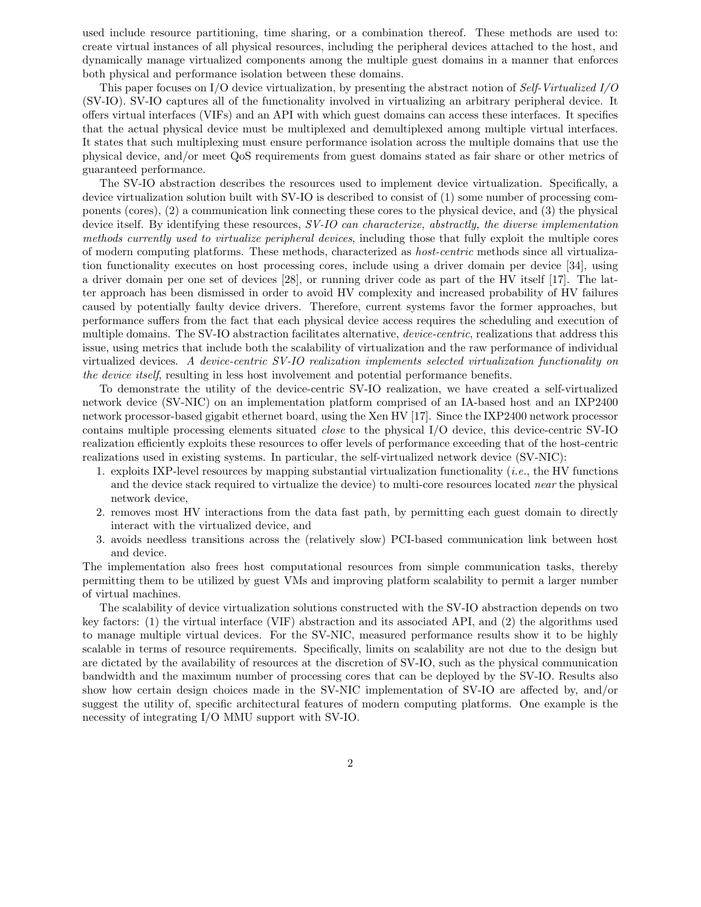used include resource partitioning, time sharing, or a combination thereof. These methods are used to: create virtual instances of all physical resources, including the peripheral devices attached to the host, and dynamically manage virtualized components among the multiple guest domains in a manner that enforces both physical and performance isolation between these domains.

This paper focuses on I/O device virtualization, by presenting the abstract notion of *Self-Virtualized I/O* (SV-IO). SV-IO captures all of the functionality involved in virtualizing an arbitrary peripheral device. It offers virtual interfaces (VIFs) and an API with which guest domains can access these interfaces. It specifies that the actual physical device must be multiplexed and demultiplexed among multiple virtual interfaces. It states that such multiplexing must ensure performance isolation across the multiple domains that use the physical device, and/or meet QoS requirements from guest domains stated as fair share or other metrics of guaranteed performance.

The SV-IO abstraction describes the resources used to implement device virtualization. Specifically, a device virtualization solution built with SV-IO is described to consist of (1) some number of processing components (cores), (2) a communication link connecting these cores to the physical device, and (3) the physical device itself. By identifying these resources, *SV-IO can characterize, abstractly, the diverse implementation methods currently used to virtualize peripheral devices*, including those that fully exploit the multiple cores of modern computing platforms. These methods, characterized as *host-centric* methods since all virtualization functionality executes on host processing cores, include using a driver domain per device [34], using a driver domain per one set of devices [28], or running driver code as part of the HV itself [17]. The latter approach has been dismissed in order to avoid HV complexity and increased probability of HV failures caused by potentially faulty device drivers. Therefore, current systems favor the former approaches, but performance suffers from the fact that each physical device access requires the scheduling and execution of multiple domains. The SV-IO abstraction facilitates alternative, *device-centric*, realizations that address this issue, using metrics that include both the scalability of virtualization and the raw performance of individual virtualized devices. *A device-centric SV-IO realization implements selected virtualization functionality on the device itself*, resulting in less host involvement and potential performance benefits.

To demonstrate the utility of the device-centric SV-IO realization, we have created a self-virtualized network device (SV-NIC) on an implementation platform comprised of an IA-based host and an IXP2400 network processor-based gigabit ethernet board, using the Xen HV [17]. Since the IXP2400 network processor contains multiple processing elements situated *close* to the physical I/O device, this device-centric SV-IO realization efficiently exploits these resources to offer levels of performance exceeding that of the host-centric realizations used in existing systems. In particular, the self-virtualized network device (SV-NIC):

1. exploits IXP-level resources by mapping substantial virtualization functionality (*i.e.*, the HV functions and the device stack required to virtualize the device) to multi-core resources located *near* the physical network device,
2. removes most HV interactions from the data fast path, by permitting each guest domain to directly interact with the virtualized device, and
3. avoids needless transitions across the (relatively slow) PCI-based communication link between host and device.

The implementation also frees host computational resources from simple communication tasks, thereby permitting them to be utilized by guest VMs and improving platform scalability to permit a larger number of virtual machines.

The scalability of device virtualization solutions constructed with the SV-IO abstraction depends on two key factors: (1) the virtual interface (VIF) abstraction and its associated API, and (2) the algorithms used to manage multiple virtual devices. For the SV-NIC, measured performance results show it to be highly scalable in terms of resource requirements. Specifically, limits on scalability are not due to the design but are dictated by the availability of resources at the discretion of SV-IO, such as the physical communication bandwidth and the maximum number of processing cores that can be deployed by the SV-IO. Results also show how certain design choices made in the SV-NIC implementation of SV-IO are affected by, and/or suggest the utility of, specific architectural features of modern computing platforms. One example is the necessity of integrating I/O MMU support with SV-IO.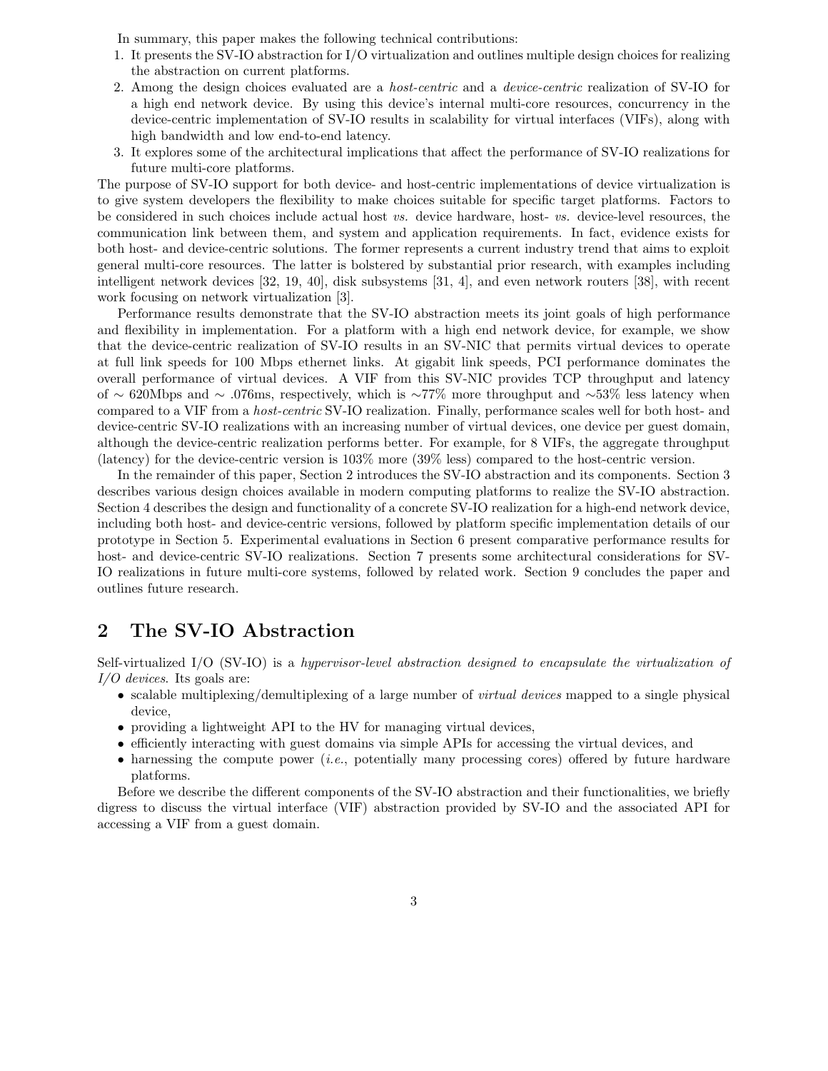In summary, this paper makes the following technical contributions:

1. It presents the SV-IO abstraction for I/O virtualization and outlines multiple design choices for realizing the abstraction on current platforms.
2. Among the design choices evaluated are a *host-centric* and a *device-centric* realization of SV-IO for a high end network device. By using this device's internal multi-core resources, concurrency in the device-centric implementation of SV-IO results in scalability for virtual interfaces (VIFs), along with high bandwidth and low end-to-end latency.
3. It explores some of the architectural implications that affect the performance of SV-IO realizations for future multi-core platforms.

The purpose of SV-IO support for both device- and host-centric implementations of device virtualization is to give system developers the flexibility to make choices suitable for specific target platforms. Factors to be considered in such choices include actual host *vs.* device hardware, host- *vs.* device-level resources, the communication link between them, and system and application requirements. In fact, evidence exists for both host- and device-centric solutions. The former represents a current industry trend that aims to exploit general multi-core resources. The latter is bolstered by substantial prior research, with examples including intelligent network devices [32, 19, 40], disk subsystems [31, 4], and even network routers [38], with recent work focusing on network virtualization [3].

Performance results demonstrate that the SV-IO abstraction meets its joint goals of high performance and flexibility in implementation. For a platform with a high end network device, for example, we show that the device-centric realization of SV-IO results in an SV-NIC that permits virtual devices to operate at full link speeds for 100 Mbps ethernet links. At gigabit link speeds, PCI performance dominates the overall performance of virtual devices. A VIF from this SV-NIC provides TCP throughput and latency of $\sim$ 620Mbps and $\sim$ .076ms, respectively, which is $\sim$77% more throughput and $\sim$53% less latency when compared to a VIF from a *host-centric* SV-IO realization. Finally, performance scales well for both host- and device-centric SV-IO realizations with an increasing number of virtual devices, one device per guest domain, although the device-centric realization performs better. For example, for 8 VIFs, the aggregate throughput (latency) for the device-centric version is 103% more (39% less) compared to the host-centric version.

In the remainder of this paper, Section 2 introduces the SV-IO abstraction and its components. Section 3 describes various design choices available in modern computing platforms to realize the SV-IO abstraction. Section 4 describes the design and functionality of a concrete SV-IO realization for a high-end network device, including both host- and device-centric versions, followed by platform specific implementation details of our prototype in Section 5. Experimental evaluations in Section 6 present comparative performance results for host- and device-centric SV-IO realizations. Section 7 presents some architectural considerations for SV-IO realizations in future multi-core systems, followed by related work. Section 9 concludes the paper and outlines future research.

## 2 The SV-IO Abstraction

Self-virtualized I/O (SV-IO) is a *hypervisor-level abstraction designed to encapsulate the virtualization of I/O devices*. Its goals are:

- scalable multiplexing/demultiplexing of a large number of *virtual devices* mapped to a single physical device,
- providing a lightweight API to the HV for managing virtual devices,
- efficiently interacting with guest domains via simple APIs for accessing the virtual devices, and
- harnessing the compute power (*i.e.*, potentially many processing cores) offered by future hardware platforms.

Before we describe the different components of the SV-IO abstraction and their functionalities, we briefly digress to discuss the virtual interface (VIF) abstraction provided by SV-IO and the associated API for accessing a VIF from a guest domain.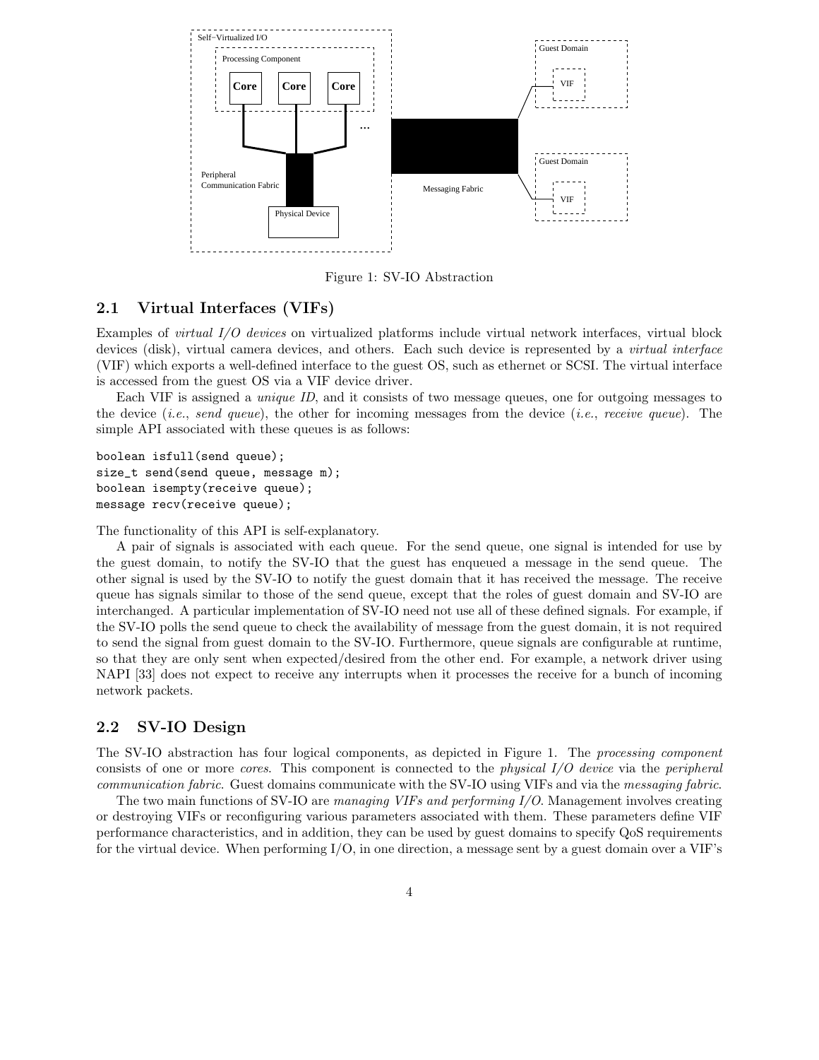Figure 1: SV-IO Abstraction

## 2.1 Virtual Interfaces (VIFs)

Examples of *virtual I/O devices* on virtualized platforms include virtual network interfaces, virtual block devices (disk), virtual camera devices, and others. Each such device is represented by a *virtual interface* (VIF) which exports a well-defined interface to the guest OS, such as ethernet or SCSI. The virtual interface is accessed from the guest OS via a VIF device driver.

Each VIF is assigned a *unique ID*, and it consists of two message queues, one for outgoing messages to the device (*i.e.*, *send queue*), the other for incoming messages from the device (*i.e.*, *receive queue*). The simple API associated with these queues is as follows:

```
boolean isfull(send queue);
size_t send(send queue, message m);
boolean isempty(receive queue);
message recv(receive queue);
```

The functionality of this API is self-explanatory.

A pair of signals is associated with each queue. For the send queue, one signal is intended for use by the guest domain, to notify the SV-IO that the guest has enqueued a message in the send queue. The other signal is used by the SV-IO to notify the guest domain that it has received the message. The receive queue has signals similar to those of the send queue, except that the roles of guest domain and SV-IO are interchanged. A particular implementation of SV-IO need not use all of these defined signals. For example, if the SV-IO polls the send queue to check the availability of message from the guest domain, it is not required to send the signal from guest domain to the SV-IO. Furthermore, queue signals are configurable at runtime, so that they are only sent when expected/desired from the other end. For example, a network driver using NAPI [33] does not expect to receive any interrupts when it processes the receive for a bunch of incoming network packets.

## 2.2 SV-IO Design

The SV-IO abstraction has four logical components, as depicted in Figure 1. The *processing component* consists of one or more *cores*. This component is connected to the *physical I/O device* via the *peripheral communication fabric*. Guest domains communicate with the SV-IO using VIFs and via the *messaging fabric*.

The two main functions of SV-IO are *managing VIFs and performing I/O*. Management involves creating or destroying VIFs or reconfiguring various parameters associated with them. These parameters define VIF performance characteristics, and in addition, they can be used by guest domains to specify QoS requirements for the virtual device. When performing I/O, in one direction, a message sent by a guest domain over a VIF's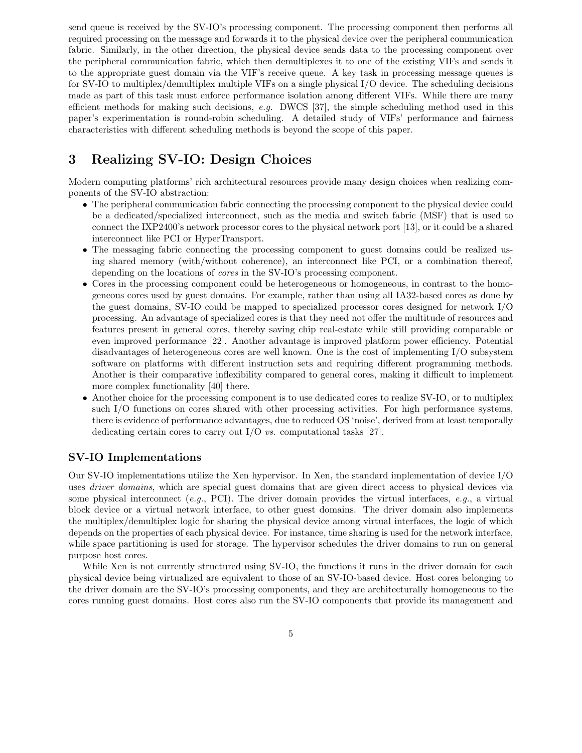send queue is received by the SV-IO's processing component. The processing component then performs all required processing on the message and forwards it to the physical device over the peripheral communication fabric. Similarly, in the other direction, the physical device sends data to the processing component over the peripheral communication fabric, which then demultiplexes it to one of the existing VIFs and sends it to the appropriate guest domain via the VIF's receive queue. A key task in processing message queues is for SV-IO to multiplex/demultiplex multiple VIFs on a single physical I/O device. The scheduling decisions made as part of this task must enforce performance isolation among different VIFs. While there are many efficient methods for making such decisions, *e.g.* DWCS [37], the simple scheduling method used in this paper's experimentation is round-robin scheduling. A detailed study of VIFs' performance and fairness characteristics with different scheduling methods is beyond the scope of this paper.

# 3 Realizing SV-IO: Design Choices

Modern computing platforms' rich architectural resources provide many design choices when realizing components of the SV-IO abstraction:

- The peripheral communication fabric connecting the processing component to the physical device could be a dedicated/specialized interconnect, such as the media and switch fabric (MSF) that is used to connect the IXP2400's network processor cores to the physical network port [13], or it could be a shared interconnect like PCI or HyperTransport.
- The messaging fabric connecting the processing component to guest domains could be realized using shared memory (with/without coherence), an interconnect like PCI, or a combination thereof, depending on the locations of *cores* in the SV-IO's processing component.
- Cores in the processing component could be heterogeneous or homogeneous, in contrast to the homogeneous cores used by guest domains. For example, rather than using all IA32-based cores as done by the guest domains, SV-IO could be mapped to specialized processor cores designed for network I/O processing. An advantage of specialized cores is that they need not offer the multitude of resources and features present in general cores, thereby saving chip real-estate while still providing comparable or even improved performance [22]. Another advantage is improved platform power efficiency. Potential disadvantages of heterogeneous cores are well known. One is the cost of implementing I/O subsystem software on platforms with different instruction sets and requiring different programming methods. Another is their comparative inflexibility compared to general cores, making it difficult to implement more complex functionality [40] there.
- Another choice for the processing component is to use dedicated cores to realize SV-IO, or to multiplex such I/O functions on cores shared with other processing activities. For high performance systems, there is evidence of performance advantages, due to reduced OS 'noise', derived from at least temporally dedicating certain cores to carry out I/O *vs.* computational tasks [27].

## SV-IO Implementations

Our SV-IO implementations utilize the Xen hypervisor. In Xen, the standard implementation of device I/O uses *driver domains*, which are special guest domains that are given direct access to physical devices via some physical interconnect (*e.g.*, PCI). The driver domain provides the virtual interfaces, *e.g.*, a virtual block device or a virtual network interface, to other guest domains. The driver domain also implements the multiplex/demultiplex logic for sharing the physical device among virtual interfaces, the logic of which depends on the properties of each physical device. For instance, time sharing is used for the network interface, while space partitioning is used for storage. The hypervisor schedules the driver domains to run on general purpose host cores.

While Xen is not currently structured using SV-IO, the functions it runs in the driver domain for each physical device being virtualized are equivalent to those of an SV-IO-based device. Host cores belonging to the driver domain are the SV-IO's processing components, and they are architecturally homogeneous to the cores running guest domains. Host cores also run the SV-IO components that provide its management and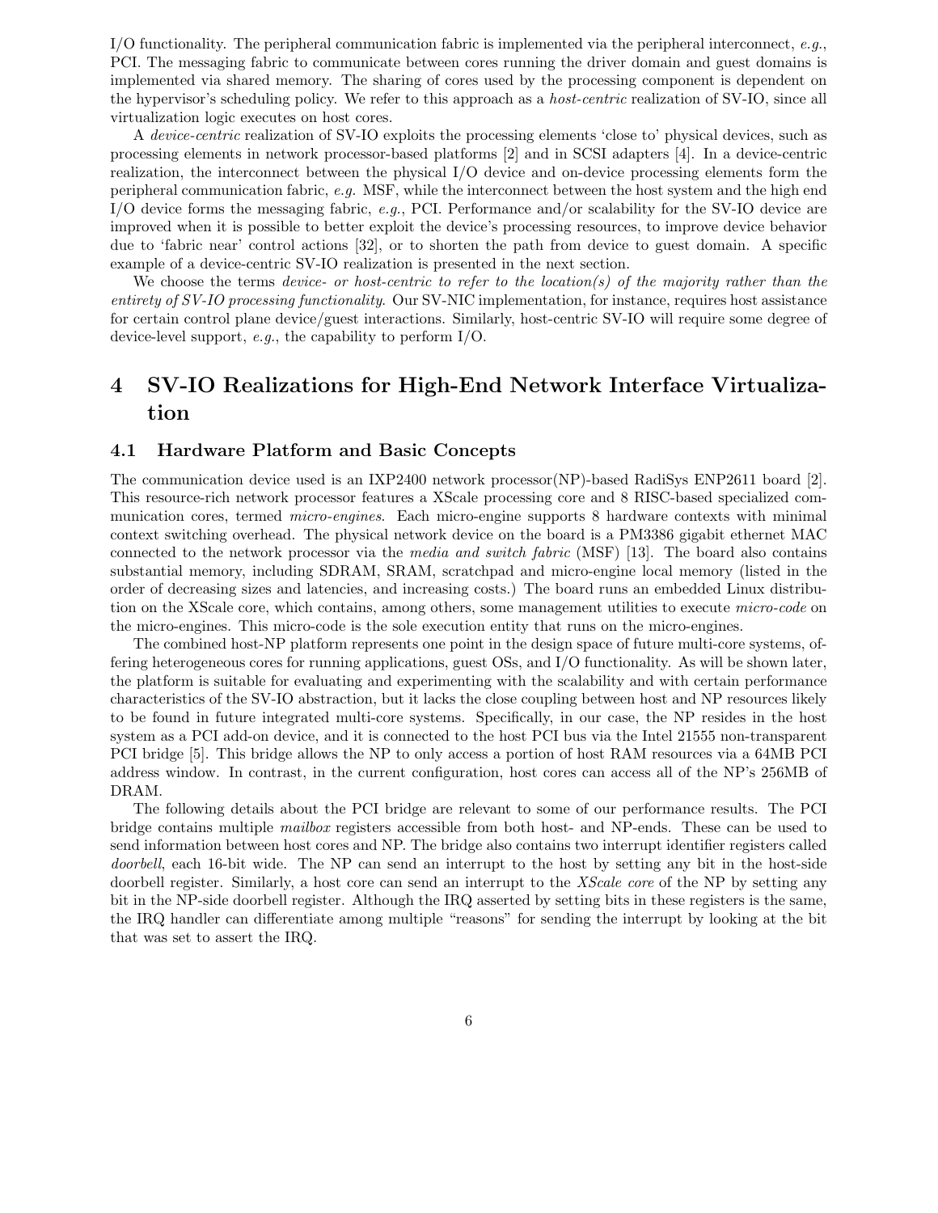I/O functionality. The peripheral communication fabric is implemented via the peripheral interconnect, *e.g.*, PCI. The messaging fabric to communicate between cores running the driver domain and guest domains is implemented via shared memory. The sharing of cores used by the processing component is dependent on the hypervisor's scheduling policy. We refer to this approach as a *host-centric* realization of SV-IO, since all virtualization logic executes on host cores.

A *device-centric* realization of SV-IO exploits the processing elements 'close to' physical devices, such as processing elements in network processor-based platforms [2] and in SCSI adapters [4]. In a device-centric realization, the interconnect between the physical I/O device and on-device processing elements form the peripheral communication fabric, *e.g.* MSF, while the interconnect between the host system and the high end I/O device forms the messaging fabric, *e.g.*, PCI. Performance and/or scalability for the SV-IO device are improved when it is possible to better exploit the device's processing resources, to improve device behavior due to 'fabric near' control actions [32], or to shorten the path from device to guest domain. A specific example of a device-centric SV-IO realization is presented in the next section.

We choose the terms *device- or host-centric to refer to the location(s) of the majority rather than the entirety of SV-IO processing functionality*. Our SV-NIC implementation, for instance, requires host assistance for certain control plane device/guest interactions. Similarly, host-centric SV-IO will require some degree of device-level support, *e.g.*, the capability to perform I/O.

# 4 SV-IO Realizations for High-End Network Interface Virtualization

## 4.1 Hardware Platform and Basic Concepts

The communication device used is an IXP2400 network processor(NP)-based RadiSys ENP2611 board [2]. This resource-rich network processor features a XScale processing core and 8 RISC-based specialized communication cores, termed *micro-engines*. Each micro-engine supports 8 hardware contexts with minimal context switching overhead. The physical network device on the board is a PM3386 gigabit ethernet MAC connected to the network processor via the *media and switch fabric* (MSF) [13]. The board also contains substantial memory, including SDRAM, SRAM, scratchpad and micro-engine local memory (listed in the order of decreasing sizes and latencies, and increasing costs.) The board runs an embedded Linux distribution on the XScale core, which contains, among others, some management utilities to execute *micro-code* on the micro-engines. This micro-code is the sole execution entity that runs on the micro-engines.

The combined host-NP platform represents one point in the design space of future multi-core systems, offering heterogeneous cores for running applications, guest OSs, and I/O functionality. As will be shown later, the platform is suitable for evaluating and experimenting with the scalability and with certain performance characteristics of the SV-IO abstraction, but it lacks the close coupling between host and NP resources likely to be found in future integrated multi-core systems. Specifically, in our case, the NP resides in the host system as a PCI add-on device, and it is connected to the host PCI bus via the Intel 21555 non-transparent PCI bridge [5]. This bridge allows the NP to only access a portion of host RAM resources via a 64MB PCI address window. In contrast, in the current configuration, host cores can access all of the NP's 256MB of DRAM.

The following details about the PCI bridge are relevant to some of our performance results. The PCI bridge contains multiple *mailbox* registers accessible from both host- and NP-ends. These can be used to send information between host cores and NP. The bridge also contains two interrupt identifier registers called *doorbell*, each 16-bit wide. The NP can send an interrupt to the host by setting any bit in the host-side doorbell register. Similarly, a host core can send an interrupt to the *XScale core* of the NP by setting any bit in the NP-side doorbell register. Although the IRQ asserted by setting bits in these registers is the same, the IRQ handler can differentiate among multiple "reasons" for sending the interrupt by looking at the bit that was set to assert the IRQ.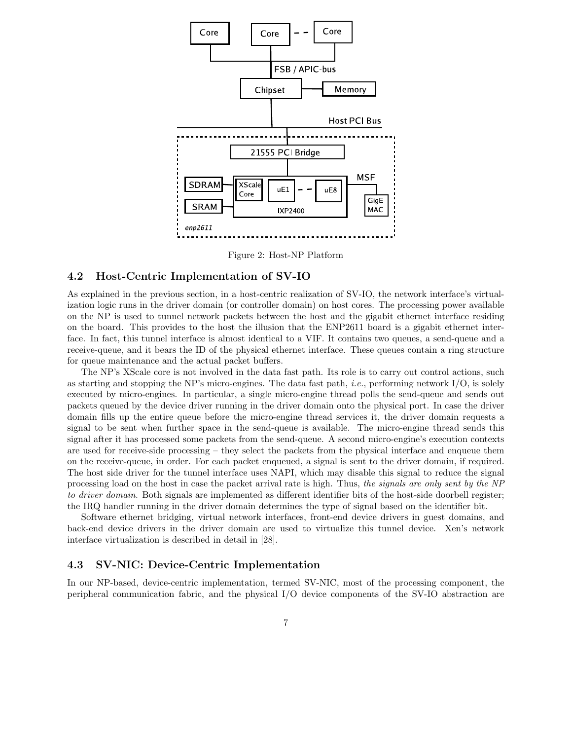Figure 2: Host-NP Platform

## 4.2 Host-Centric Implementation of SV-IO

As explained in the previous section, in a host-centric realization of SV-IO, the network interface's virtualization logic runs in the driver domain (or controller domain) on host cores. The processing power available on the NP is used to tunnel network packets between the host and the gigabit ethernet interface residing on the board. This provides to the host the illusion that the ENP2611 board is a gigabit ethernet interface. In fact, this tunnel interface is almost identical to a VIF. It contains two queues, a send-queue and a receive-queue, and it bears the ID of the physical ethernet interface. These queues contain a ring structure for queue maintenance and the actual packet buffers.

The NP's XScale core is not involved in the data fast path. Its role is to carry out control actions, such as starting and stopping the NP's micro-engines. The data fast path, *i.e.*, performing network I/O, is solely executed by micro-engines. In particular, a single micro-engine thread polls the send-queue and sends out packets queued by the device driver running in the driver domain onto the physical port. In case the driver domain fills up the entire queue before the micro-engine thread services it, the driver domain requests a signal to be sent when further space in the send-queue is available. The micro-engine thread sends this signal after it has processed some packets from the send-queue. A second micro-engine's execution contexts are used for receive-side processing – they select the packets from the physical interface and enqueue them on the receive-queue, in order. For each packet enqueued, a signal is sent to the driver domain, if required. The host side driver for the tunnel interface uses NAPI, which may disable this signal to reduce the signal processing load on the host in case the packet arrival rate is high. Thus, *the signals are only sent by the NP to driver domain.* Both signals are implemented as different identifier bits of the host-side doorbell register; the IRQ handler running in the driver domain determines the type of signal based on the identifier bit.

Software ethernet bridging, virtual network interfaces, front-end device drivers in guest domains, and back-end device drivers in the driver domain are used to virtualize this tunnel device. Xen's network interface virtualization is described in detail in [28].

## 4.3 SV-NIC: Device-Centric Implementation

In our NP-based, device-centric implementation, termed SV-NIC, most of the processing component, the peripheral communication fabric, and the physical I/O device components of the SV-IO abstraction are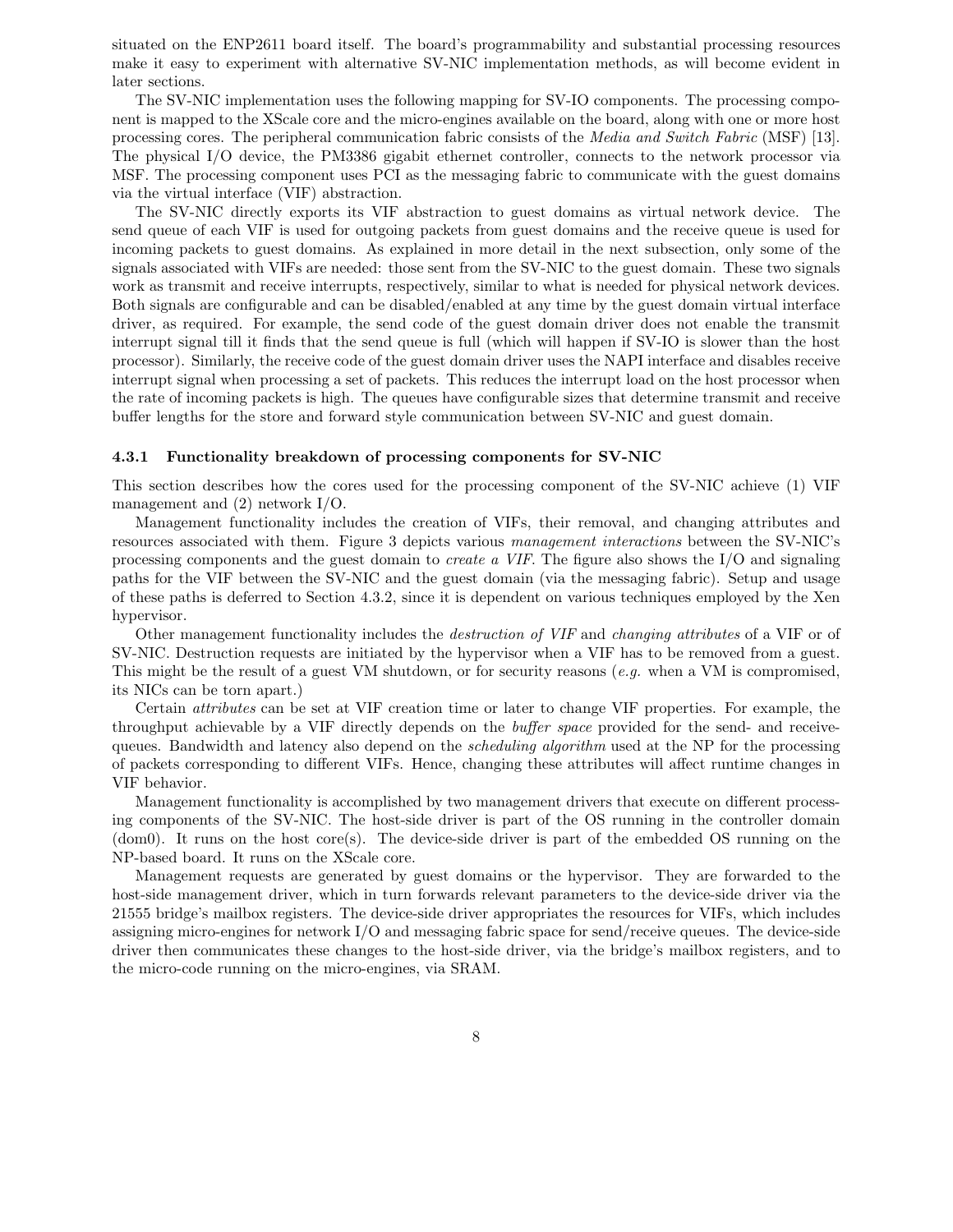situated on the ENP2611 board itself. The board's programmability and substantial processing resources make it easy to experiment with alternative SV-NIC implementation methods, as will become evident in later sections.

The SV-NIC implementation uses the following mapping for SV-IO components. The processing component is mapped to the XScale core and the micro-engines available on the board, along with one or more host processing cores. The peripheral communication fabric consists of the *Media and Switch Fabric* (MSF) [13]. The physical I/O device, the PM3386 gigabit ethernet controller, connects to the network processor via MSF. The processing component uses PCI as the messaging fabric to communicate with the guest domains via the virtual interface (VIF) abstraction.

The SV-NIC directly exports its VIF abstraction to guest domains as virtual network device. The send queue of each VIF is used for outgoing packets from guest domains and the receive queue is used for incoming packets to guest domains. As explained in more detail in the next subsection, only some of the signals associated with VIFs are needed: those sent from the SV-NIC to the guest domain. These two signals work as transmit and receive interrupts, respectively, similar to what is needed for physical network devices. Both signals are configurable and can be disabled/enabled at any time by the guest domain virtual interface driver, as required. For example, the send code of the guest domain driver does not enable the transmit interrupt signal till it finds that the send queue is full (which will happen if SV-IO is slower than the host processor). Similarly, the receive code of the guest domain driver uses the NAPI interface and disables receive interrupt signal when processing a set of packets. This reduces the interrupt load on the host processor when the rate of incoming packets is high. The queues have configurable sizes that determine transmit and receive buffer lengths for the store and forward style communication between SV-NIC and guest domain.

### 4.3.1 Functionality breakdown of processing components for SV-NIC

This section describes how the cores used for the processing component of the SV-NIC achieve (1) VIF management and (2) network I/O.

Management functionality includes the creation of VIFs, their removal, and changing attributes and resources associated with them. Figure 3 depicts various *management interactions* between the SV-NIC's processing components and the guest domain to *create a VIF*. The figure also shows the I/O and signaling paths for the VIF between the SV-NIC and the guest domain (via the messaging fabric). Setup and usage of these paths is deferred to Section 4.3.2, since it is dependent on various techniques employed by the Xen hypervisor.

Other management functionality includes the *destruction of VIF* and *changing attributes* of a VIF or of SV-NIC. Destruction requests are initiated by the hypervisor when a VIF has to be removed from a guest. This might be the result of a guest VM shutdown, or for security reasons (*e.g.* when a VM is compromised, its NICs can be torn apart.)

Certain *attributes* can be set at VIF creation time or later to change VIF properties. For example, the throughput achievable by a VIF directly depends on the *buffer space* provided for the send- and receive-queues. Bandwidth and latency also depend on the *scheduling algorithm* used at the NP for the processing of packets corresponding to different VIFs. Hence, changing these attributes will affect runtime changes in VIF behavior.

Management functionality is accomplished by two management drivers that execute on different processing components of the SV-NIC. The host-side driver is part of the OS running in the controller domain (dom0). It runs on the host core(s). The device-side driver is part of the embedded OS running on the NP-based board. It runs on the XScale core.

Management requests are generated by guest domains or the hypervisor. They are forwarded to the host-side management driver, which in turn forwards relevant parameters to the device-side driver via the 21555 bridge's mailbox registers. The device-side driver appropriates the resources for VIFs, which includes assigning micro-engines for network I/O and messaging fabric space for send/receive queues. The device-side driver then communicates these changes to the host-side driver, via the bridge's mailbox registers, and to the micro-code running on the micro-engines, via SRAM.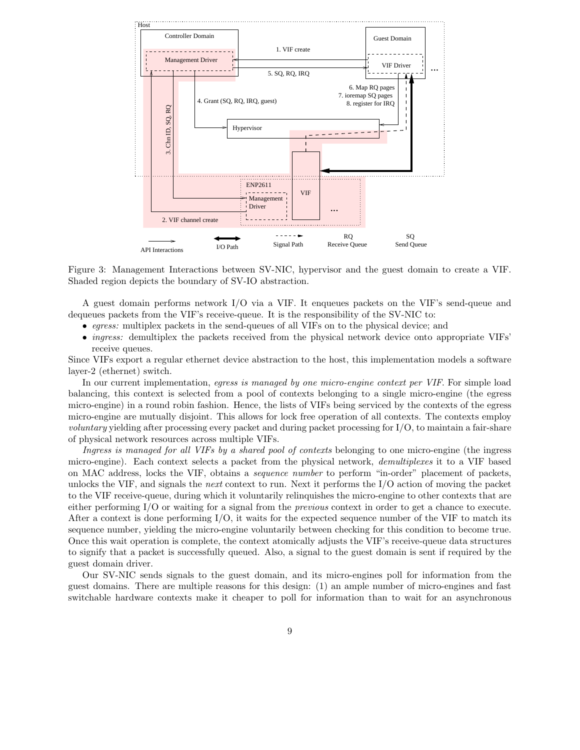Figure 3: Management Interactions between SV-NIC, hypervisor and the guest domain to create a VIF. Shaded region depicts the boundary of SV-IO abstraction.

A guest domain performs network I/O via a VIF. It enqueues packets on the VIF's send-queue and dequeues packets from the VIF's receive-queue. It is the responsibility of the SV-NIC to:

- *egress:* multiplex packets in the send-queues of all VIFs on to the physical device; and
- *ingress:* demultiplex the packets received from the physical network device onto appropriate VIFs' receive queues.

Since VIFs export a regular ethernet device abstraction to the host, this implementation models a software layer-2 (ethernet) switch.

In our current implementation, *egress is managed by one micro-engine context per VIF*. For simple load balancing, this context is selected from a pool of contexts belonging to a single micro-engine (the egress micro-engine) in a round robin fashion. Hence, the lists of VIFs being serviced by the contexts of the egress micro-engine are mutually disjoint. This allows for lock free operation of all contexts. The contexts employ *voluntary* yielding after processing every packet and during packet processing for I/O, to maintain a fair-share of physical network resources across multiple VIFs.

*Ingress is managed for all VIFs by a shared pool of contexts* belonging to one micro-engine (the ingress micro-engine). Each context selects a packet from the physical network, *demultiplexes* it to a VIF based on MAC address, locks the VIF, obtains a *sequence number* to perform "in-order" placement of packets, unlocks the VIF, and signals the *next* context to run. Next it performs the I/O action of moving the packet to the VIF receive-queue, during which it voluntarily relinquishes the micro-engine to other contexts that are either performing I/O or waiting for a signal from the *previous* context in order to get a chance to execute. After a context is done performing I/O, it waits for the expected sequence number of the VIF to match its sequence number, yielding the micro-engine voluntarily between checking for this condition to become true. Once this wait operation is complete, the context atomically adjusts the VIF's receive-queue data structures to signify that a packet is successfully queued. Also, a signal to the guest domain is sent if required by the guest domain driver.

Our SV-NIC sends signals to the guest domain, and its micro-engines poll for information from the guest domains. There are multiple reasons for this design: (1) an ample number of micro-engines and fast switchable hardware contexts make it cheaper to poll for information than to wait for an asynchronous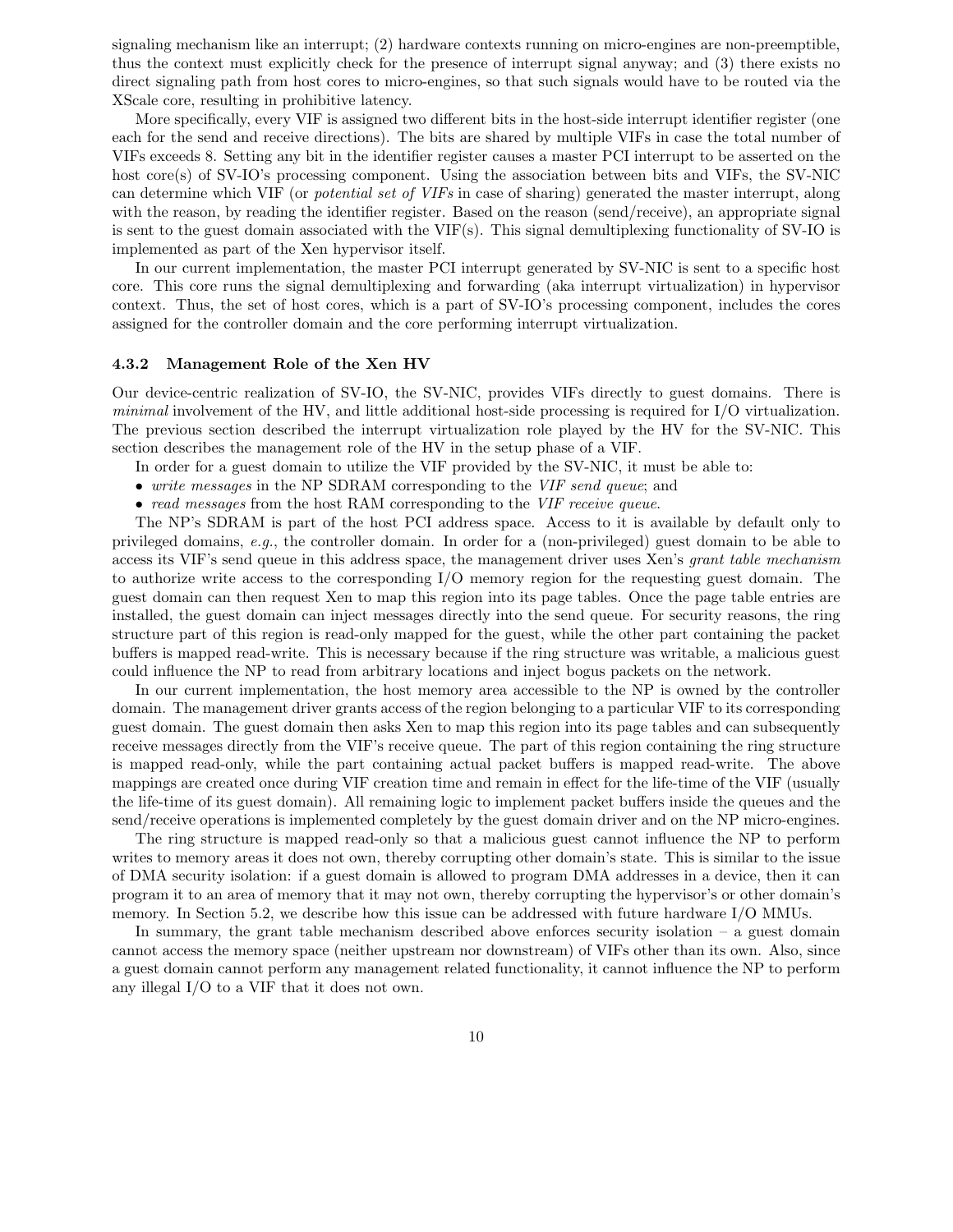signaling mechanism like an interrupt; (2) hardware contexts running on micro-engines are non-preemptible, thus the context must explicitly check for the presence of interrupt signal anyway; and (3) there exists no direct signaling path from host cores to micro-engines, so that such signals would have to be routed via the XScale core, resulting in prohibitive latency.

More specifically, every VIF is assigned two different bits in the host-side interrupt identifier register (one each for the send and receive directions). The bits are shared by multiple VIFs in case the total number of VIFs exceeds 8. Setting any bit in the identifier register causes a master PCI interrupt to be asserted on the host core(s) of SV-IO's processing component. Using the association between bits and VIFs, the SV-NIC can determine which VIF (or *potential set of VIFs* in case of sharing) generated the master interrupt, along with the reason, by reading the identifier register. Based on the reason (send/receive), an appropriate signal is sent to the guest domain associated with the VIF(s). This signal demultiplexing functionality of SV-IO is implemented as part of the Xen hypervisor itself.

In our current implementation, the master PCI interrupt generated by SV-NIC is sent to a specific host core. This core runs the signal demultiplexing and forwarding (aka interrupt virtualization) in hypervisor context. Thus, the set of host cores, which is a part of SV-IO's processing component, includes the cores assigned for the controller domain and the core performing interrupt virtualization.

### 4.3.2 Management Role of the Xen HV

Our device-centric realization of SV-IO, the SV-NIC, provides VIFs directly to guest domains. There is *minimal* involvement of the HV, and little additional host-side processing is required for I/O virtualization. The previous section described the interrupt virtualization role played by the HV for the SV-NIC. This section describes the management role of the HV in the setup phase of a VIF.

In order for a guest domain to utilize the VIF provided by the SV-NIC, it must be able to:

- *write messages* in the NP SDRAM corresponding to the *VIF send queue*; and
- *read messages* from the host RAM corresponding to the *VIF receive queue*.

The NP's SDRAM is part of the host PCI address space. Access to it is available by default only to privileged domains, *e.g.*, the controller domain. In order for a (non-privileged) guest domain to be able to access its VIF's send queue in this address space, the management driver uses Xen's *grant table mechanism* to authorize write access to the corresponding I/O memory region for the requesting guest domain. The guest domain can then request Xen to map this region into its page tables. Once the page table entries are installed, the guest domain can inject messages directly into the send queue. For security reasons, the ring structure part of this region is read-only mapped for the guest, while the other part containing the packet buffers is mapped read-write. This is necessary because if the ring structure was writable, a malicious guest could influence the NP to read from arbitrary locations and inject bogus packets on the network.

In our current implementation, the host memory area accessible to the NP is owned by the controller domain. The management driver grants access of the region belonging to a particular VIF to its corresponding guest domain. The guest domain then asks Xen to map this region into its page tables and can subsequently receive messages directly from the VIF's receive queue. The part of this region containing the ring structure is mapped read-only, while the part containing actual packet buffers is mapped read-write. The above mappings are created once during VIF creation time and remain in effect for the life-time of the VIF (usually the life-time of its guest domain). All remaining logic to implement packet buffers inside the queues and the send/receive operations is implemented completely by the guest domain driver and on the NP micro-engines.

The ring structure is mapped read-only so that a malicious guest cannot influence the NP to perform writes to memory areas it does not own, thereby corrupting other domain's state. This is similar to the issue of DMA security isolation: if a guest domain is allowed to program DMA addresses in a device, then it can program it to an area of memory that it may not own, thereby corrupting the hypervisor's or other domain's memory. In Section 5.2, we describe how this issue can be addressed with future hardware I/O MMUs.

In summary, the grant table mechanism described above enforces security isolation – a guest domain cannot access the memory space (neither upstream nor downstream) of VIFs other than its own. Also, since a guest domain cannot perform any management related functionality, it cannot influence the NP to perform any illegal I/O to a VIF that it does not own.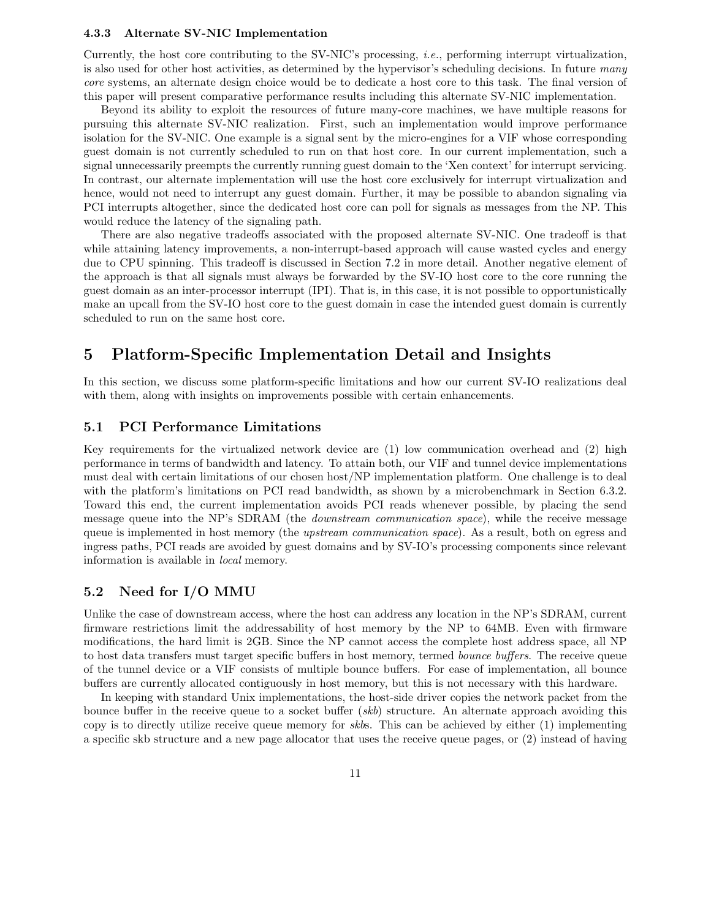### 4.3.3 Alternate SV-NIC Implementation

Currently, the host core contributing to the SV-NIC's processing, *i.e.*, performing interrupt virtualization, is also used for other host activities, as determined by the hypervisor's scheduling decisions. In future *many core* systems, an alternate design choice would be to dedicate a host core to this task. The final version of this paper will present comparative performance results including this alternate SV-NIC implementation.

Beyond its ability to exploit the resources of future many-core machines, we have multiple reasons for pursuing this alternate SV-NIC realization. First, such an implementation would improve performance isolation for the SV-NIC. One example is a signal sent by the micro-engines for a VIF whose corresponding guest domain is not currently scheduled to run on that host core. In our current implementation, such a signal unnecessarily preempts the currently running guest domain to the 'Xen context' for interrupt servicing. In contrast, our alternate implementation will use the host core exclusively for interrupt virtualization and hence, would not need to interrupt any guest domain. Further, it may be possible to abandon signaling via PCI interrupts altogether, since the dedicated host core can poll for signals as messages from the NP. This would reduce the latency of the signaling path.

There are also negative tradeoffs associated with the proposed alternate SV-NIC. One tradeoff is that while attaining latency improvements, a non-interrupt-based approach will cause wasted cycles and energy due to CPU spinning. This tradeoff is discussed in Section 7.2 in more detail. Another negative element of the approach is that all signals must always be forwarded by the SV-IO host core to the core running the guest domain as an inter-processor interrupt (IPI). That is, in this case, it is not possible to opportunistically make an upcall from the SV-IO host core to the guest domain in case the intended guest domain is currently scheduled to run on the same host core.

# 5 Platform-Specific Implementation Detail and Insights

In this section, we discuss some platform-specific limitations and how our current SV-IO realizations deal with them, along with insights on improvements possible with certain enhancements.

## 5.1 PCI Performance Limitations

Key requirements for the virtualized network device are (1) low communication overhead and (2) high performance in terms of bandwidth and latency. To attain both, our VIF and tunnel device implementations must deal with certain limitations of our chosen host/NP implementation platform. One challenge is to deal with the platform's limitations on PCI read bandwidth, as shown by a microbenchmark in Section 6.3.2. Toward this end, the current implementation avoids PCI reads whenever possible, by placing the send message queue into the NP's SDRAM (the *downstream communication space*), while the receive message queue is implemented in host memory (the *upstream communication space*). As a result, both on egress and ingress paths, PCI reads are avoided by guest domains and by SV-IO's processing components since relevant information is available in *local* memory.

## 5.2 Need for I/O MMU

Unlike the case of downstream access, where the host can address any location in the NP's SDRAM, current firmware restrictions limit the addressability of host memory by the NP to 64MB. Even with firmware modifications, the hard limit is 2GB. Since the NP cannot access the complete host address space, all NP to host data transfers must target specific buffers in host memory, termed *bounce buffers*. The receive queue of the tunnel device or a VIF consists of multiple bounce buffers. For ease of implementation, all bounce buffers are currently allocated contiguously in host memory, but this is not necessary with this hardware.

In keeping with standard Unix implementations, the host-side driver copies the network packet from the bounce buffer in the receive queue to a socket buffer (*skb*) structure. An alternate approach avoiding this copy is to directly utilize receive queue memory for *skb*s. This can be achieved by either (1) implementing a specific skb structure and a new page allocator that uses the receive queue pages, or (2) instead of having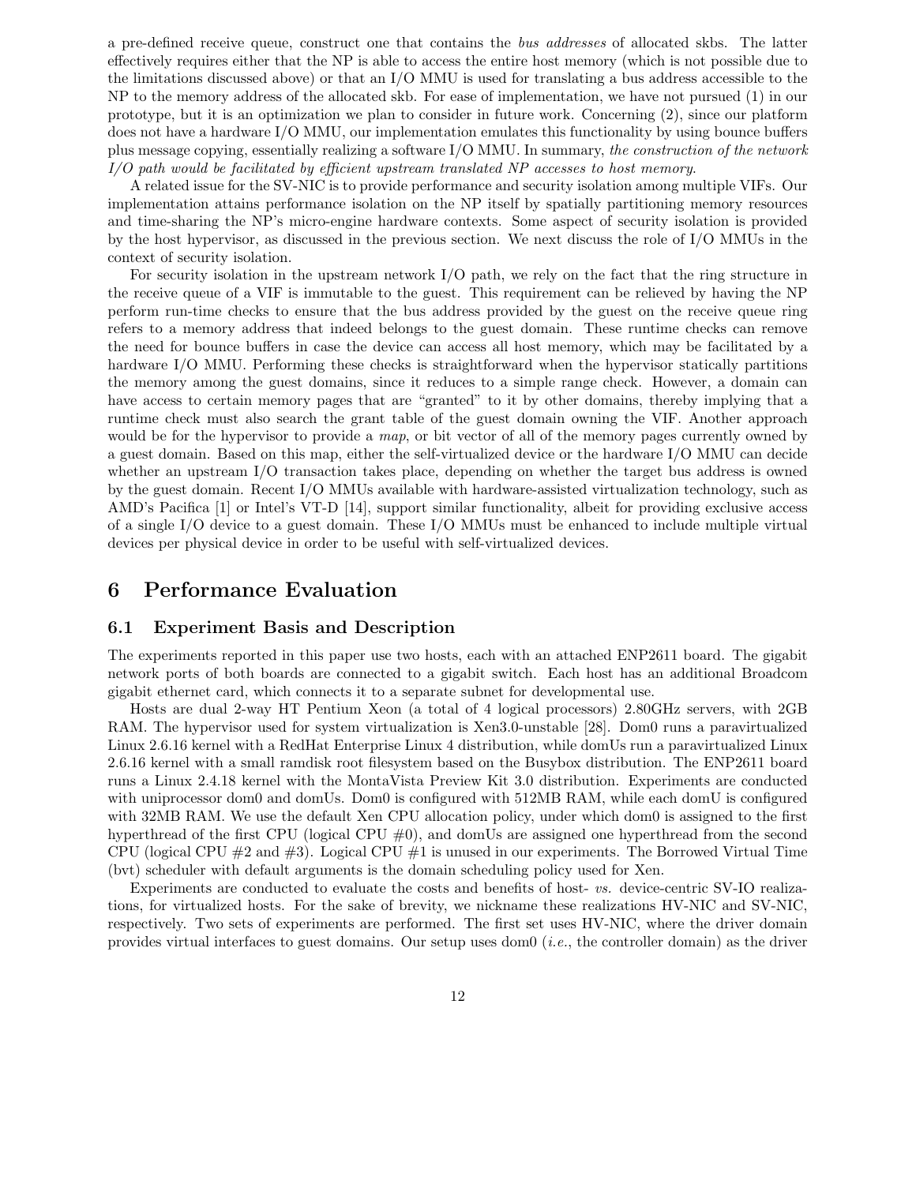a pre-defined receive queue, construct one that contains the *bus addresses* of allocated skbs. The latter effectively requires either that the NP is able to access the entire host memory (which is not possible due to the limitations discussed above) or that an I/O MMU is used for translating a bus address accessible to the NP to the memory address of the allocated skb. For ease of implementation, we have not pursued (1) in our prototype, but it is an optimization we plan to consider in future work. Concerning (2), since our platform does not have a hardware I/O MMU, our implementation emulates this functionality by using bounce buffers plus message copying, essentially realizing a software I/O MMU. In summary, *the construction of the network I/O path would be facilitated by efficient upstream translated NP accesses to host memory*.

A related issue for the SV-NIC is to provide performance and security isolation among multiple VIFs. Our implementation attains performance isolation on the NP itself by spatially partitioning memory resources and time-sharing the NP's micro-engine hardware contexts. Some aspect of security isolation is provided by the host hypervisor, as discussed in the previous section. We next discuss the role of I/O MMUs in the context of security isolation.

For security isolation in the upstream network I/O path, we rely on the fact that the ring structure in the receive queue of a VIF is immutable to the guest. This requirement can be relieved by having the NP perform run-time checks to ensure that the bus address provided by the guest on the receive queue ring refers to a memory address that indeed belongs to the guest domain. These runtime checks can remove the need for bounce buffers in case the device can access all host memory, which may be facilitated by a hardware I/O MMU. Performing these checks is straightforward when the hypervisor statically partitions the memory among the guest domains, since it reduces to a simple range check. However, a domain can have access to certain memory pages that are "granted" to it by other domains, thereby implying that a runtime check must also search the grant table of the guest domain owning the VIF. Another approach would be for the hypervisor to provide a *map*, or bit vector of all of the memory pages currently owned by a guest domain. Based on this map, either the self-virtualized device or the hardware I/O MMU can decide whether an upstream I/O transaction takes place, depending on whether the target bus address is owned by the guest domain. Recent I/O MMUs available with hardware-assisted virtualization technology, such as AMD's Pacifica [1] or Intel's VT-D [14], support similar functionality, albeit for providing exclusive access of a single I/O device to a guest domain. These I/O MMUs must be enhanced to include multiple virtual devices per physical device in order to be useful with self-virtualized devices.

# 6 Performance Evaluation

## 6.1 Experiment Basis and Description

The experiments reported in this paper use two hosts, each with an attached ENP2611 board. The gigabit network ports of both boards are connected to a gigabit switch. Each host has an additional Broadcom gigabit ethernet card, which connects it to a separate subnet for developmental use.

Hosts are dual 2-way HT Pentium Xeon (a total of 4 logical processors) 2.80GHz servers, with 2GB RAM. The hypervisor used for system virtualization is Xen3.0-unstable [28]. Dom0 runs a paravirtualized Linux 2.6.16 kernel with a RedHat Enterprise Linux 4 distribution, while domUs run a paravirtualized Linux 2.6.16 kernel with a small ramdisk root filesystem based on the Busybox distribution. The ENP2611 board runs a Linux 2.4.18 kernel with the MontaVista Preview Kit 3.0 distribution. Experiments are conducted with uniprocessor dom0 and domUs. Dom0 is configured with 512MB RAM, while each domU is configured with 32MB RAM. We use the default Xen CPU allocation policy, under which dom0 is assigned to the first hyperthread of the first CPU (logical CPU #0), and domUs are assigned one hyperthread from the second CPU (logical CPU #2 and #3). Logical CPU #1 is unused in our experiments. The Borrowed Virtual Time (bvt) scheduler with default arguments is the domain scheduling policy used for Xen.

Experiments are conducted to evaluate the costs and benefits of host- *vs.* device-centric SV-IO realizations, for virtualized hosts. For the sake of brevity, we nickname these realizations HV-NIC and SV-NIC, respectively. Two sets of experiments are performed. The first set uses HV-NIC, where the driver domain provides virtual interfaces to guest domains. Our setup uses dom0 (*i.e.*, the controller domain) as the driver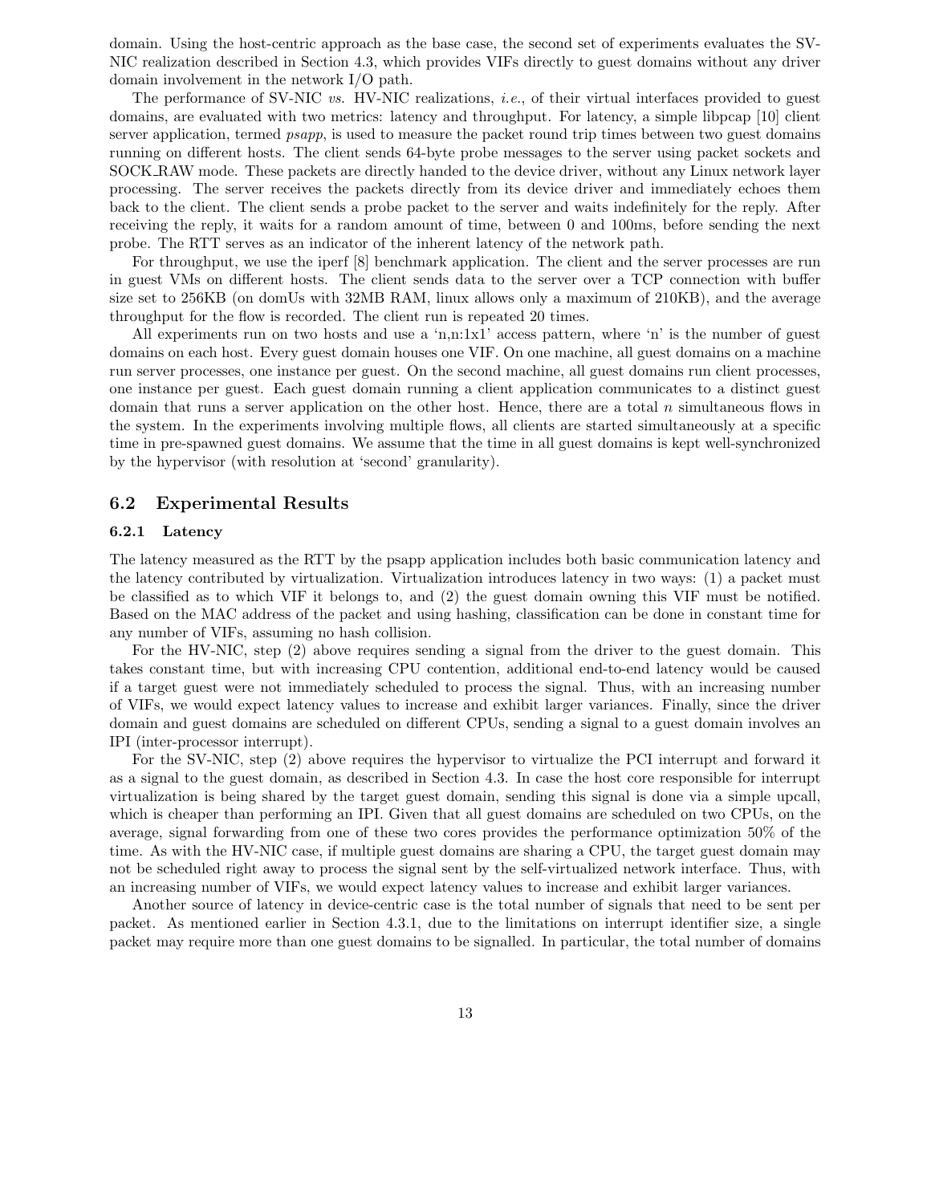domain. Using the host-centric approach as the base case, the second set of experiments evaluates the SV-NIC realization described in Section 4.3, which provides VIFs directly to guest domains without any driver domain involvement in the network I/O path.

The performance of SV-NIC *vs.* HV-NIC realizations, *i.e.*, of their virtual interfaces provided to guest domains, are evaluated with two metrics: latency and throughput. For latency, a simple libpcap [10] client server application, termed *psapp*, is used to measure the packet round trip times between two guest domains running on different hosts. The client sends 64-byte probe messages to the server using packet sockets and SOCK_RAW mode. These packets are directly handed to the device driver, without any Linux network layer processing. The server receives the packets directly from its device driver and immediately echoes them back to the client. The client sends a probe packet to the server and waits indefinitely for the reply. After receiving the reply, it waits for a random amount of time, between 0 and 100ms, before sending the next probe. The RTT serves as an indicator of the inherent latency of the network path.

For throughput, we use the iperf [8] benchmark application. The client and the server processes are run in guest VMs on different hosts. The client sends data to the server over a TCP connection with buffer size set to 256KB (on domUs with 32MB RAM, linux allows only a maximum of 210KB), and the average throughput for the flow is recorded. The client run is repeated 20 times.

All experiments run on two hosts and use a 'n,n:1x1' access pattern, where 'n' is the number of guest domains on each host. Every guest domain houses one VIF. On one machine, all guest domains on a machine run server processes, one instance per guest. On the second machine, all guest domains run client processes, one instance per guest. Each guest domain running a client application communicates to a distinct guest domain that runs a server application on the other host. Hence, there are a total $n$ simultaneous flows in the system. In the experiments involving multiple flows, all clients are started simultaneously at a specific time in pre-spawned guest domains. We assume that the time in all guest domains is kept well-synchronized by the hypervisor (with resolution at 'second' granularity).

## 6.2 Experimental Results

### 6.2.1 Latency

The latency measured as the RTT by the psapp application includes both basic communication latency and the latency contributed by virtualization. Virtualization introduces latency in two ways: (1) a packet must be classified as to which VIF it belongs to, and (2) the guest domain owning this VIF must be notified. Based on the MAC address of the packet and using hashing, classification can be done in constant time for any number of VIFs, assuming no hash collision.

For the HV-NIC, step (2) above requires sending a signal from the driver to the guest domain. This takes constant time, but with increasing CPU contention, additional end-to-end latency would be caused if a target guest were not immediately scheduled to process the signal. Thus, with an increasing number of VIFs, we would expect latency values to increase and exhibit larger variances. Finally, since the driver domain and guest domains are scheduled on different CPUs, sending a signal to a guest domain involves an IPI (inter-processor interrupt).

For the SV-NIC, step (2) above requires the hypervisor to virtualize the PCI interrupt and forward it as a signal to the guest domain, as described in Section 4.3. In case the host core responsible for interrupt virtualization is being shared by the target guest domain, sending this signal is done via a simple upcall, which is cheaper than performing an IPI. Given that all guest domains are scheduled on two CPUs, on the average, signal forwarding from one of these two cores provides the performance optimization 50% of the time. As with the HV-NIC case, if multiple guest domains are sharing a CPU, the target guest domain may not be scheduled right away to process the signal sent by the self-virtualized network interface. Thus, with an increasing number of VIFs, we would expect latency values to increase and exhibit larger variances.

Another source of latency in device-centric case is the total number of signals that need to be sent per packet. As mentioned earlier in Section 4.3.1, due to the limitations on interrupt identifier size, a single packet may require more than one guest domains to be signalled. In particular, the total number of domains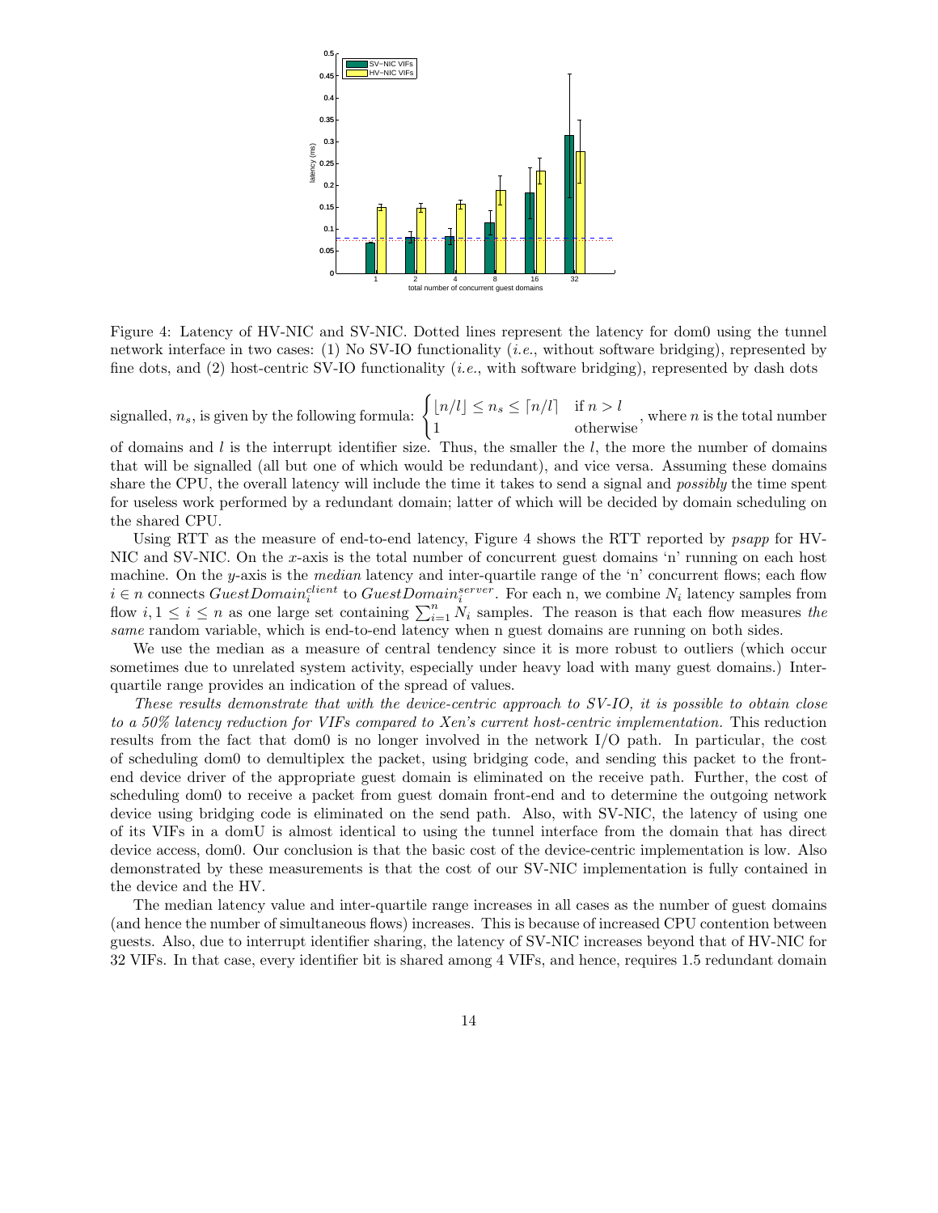Figure 4: Latency of HV-NIC and SV-NIC. Dotted lines represent the latency for dom0 using the tunnel network interface in two cases: (1) No SV-IO functionality (*i.e.*, without software bridging), represented by fine dots, and (2) host-centric SV-IO functionality (*i.e.*, with software bridging), represented by dash dots

signalled, $n_s$, is given by the following formula: $\begin{cases} \lfloor n/l \rfloor \leq n_s \leq \lceil n/l \rceil & \text{if } n > l \\ 1 & \text{otherwise} \end{cases}$, where $n$ is the total number of domains and $l$ is the interrupt identifier size. Thus, the smaller the $l$, the more the number of domains that will be signalled (all but one of which would be redundant), and vice versa. Assuming these domains share the CPU, the overall latency will include the time it takes to send a signal and *possibly* the time spent for useless work performed by a redundant domain; latter of which will be decided by domain scheduling on the shared CPU.

Using RTT as the measure of end-to-end latency, Figure 4 shows the RTT reported by *psapp* for HV-NIC and SV-NIC. On the $x$-axis is the total number of concurrent guest domains 'n' running on each host machine. On the $y$-axis is the *median* latency and inter-quartile range of the 'n' concurrent flows; each flow $i \in n$ connects $GuestDomain_i^{client}$ to $GuestDomain_i^{server}$. For each n, we combine $N_i$ latency samples from flow $i, 1 \leq i \leq n$ as one large set containing $\sum_{i=1}^{n} N_i$ samples. The reason is that each flow measures *the same* random variable, which is end-to-end latency when n guest domains are running on both sides.

We use the median as a measure of central tendency since it is more robust to outliers (which occur sometimes due to unrelated system activity, especially under heavy load with many guest domains.) Inter-quartile range provides an indication of the spread of values.

*These results demonstrate that with the device-centric approach to SV-IO, it is possible to obtain close to a 50% latency reduction for VIFs compared to Xen's current host-centric implementation.* This reduction results from the fact that dom0 is no longer involved in the network I/O path. In particular, the cost of scheduling dom0 to demultiplex the packet, using bridging code, and sending this packet to the front-end device driver of the appropriate guest domain is eliminated on the receive path. Further, the cost of scheduling dom0 to receive a packet from guest domain front-end and to determine the outgoing network device using bridging code is eliminated on the send path. Also, with SV-NIC, the latency of using one of its VIFs in a domU is almost identical to using the tunnel interface from the domain that has direct device access, dom0. Our conclusion is that the basic cost of the device-centric implementation is low. Also demonstrated by these measurements is that the cost of our SV-NIC implementation is fully contained in the device and the HV.

The median latency value and inter-quartile range increases in all cases as the number of guest domains (and hence the number of simultaneous flows) increases. This is because of increased CPU contention between guests. Also, due to interrupt identifier sharing, the latency of SV-NIC increases beyond that of HV-NIC for 32 VIFs. In that case, every identifier bit is shared among 4 VIFs, and hence, requires 1.5 redundant domain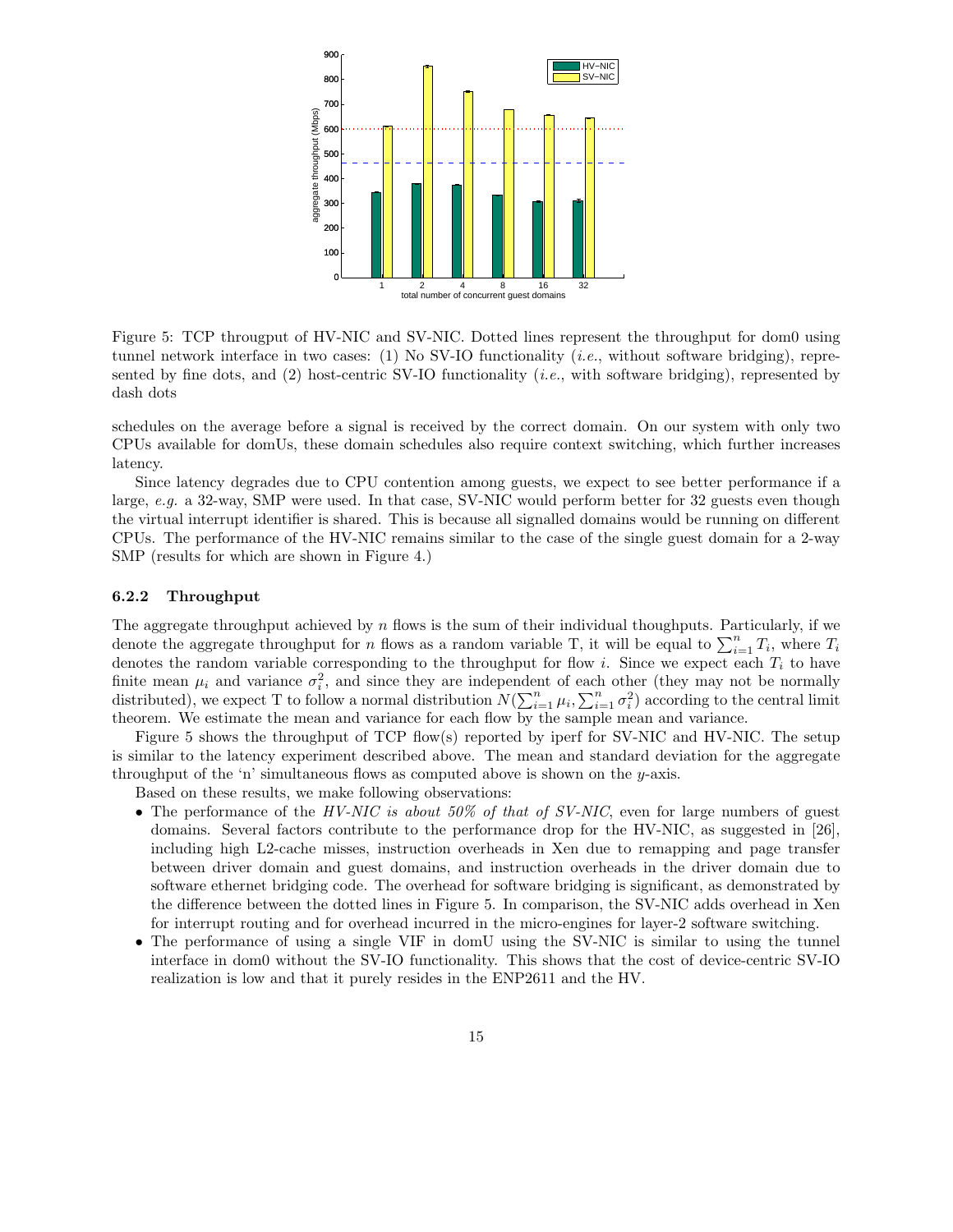Figure 5: TCP througput of HV-NIC and SV-NIC. Dotted lines represent the throughput for dom0 using tunnel network interface in two cases: (1) No SV-IO functionality (*i.e.*, without software bridging), represented by fine dots, and (2) host-centric SV-IO functionality (*i.e.*, with software bridging), represented by dash dots

schedules on the average before a signal is received by the correct domain. On our system with only two CPUs available for domUs, these domain schedules also require context switching, which further increases latency.

Since latency degrades due to CPU contention among guests, we expect to see better performance if a large, *e.g.* a 32-way, SMP were used. In that case, SV-NIC would perform better for 32 guests even though the virtual interrupt identifier is shared. This is because all signalled domains would be running on different CPUs. The performance of the HV-NIC remains similar to the case of the single guest domain for a 2-way SMP (results for which are shown in Figure 4.)

### 6.2.2 Throughput

The aggregate throughput achieved by $n$ flows is the sum of their individual thoughputs. Particularly, if we denote the aggregate throughput for $n$ flows as a random variable T, it will be equal to $\sum_{i=1}^{n} T_i$, where $T_i$ denotes the random variable corresponding to the throughput for flow $i$. Since we expect each $T_i$ to have finite mean $\mu_i$ and variance $\sigma_i^2$, and since they are independent of each other (they may not be normally distributed), we expect T to follow a normal distribution $N(\sum_{i=1}^{n} \mu_i, \sum_{i=1}^{n} \sigma_i^2)$ according to the central limit theorem. We estimate the mean and variance for each flow by the sample mean and variance.

Figure 5 shows the throughput of TCP flow(s) reported by iperf for SV-NIC and HV-NIC. The setup is similar to the latency experiment described above. The mean and standard deviation for the aggregate throughput of the 'n' simultaneous flows as computed above is shown on the $y$-axis.

Based on these results, we make following observations:

- The performance of the *HV-NIC is about 50% of that of SV-NIC*, even for large numbers of guest domains. Several factors contribute to the performance drop for the HV-NIC, as suggested in [26], including high L2-cache misses, instruction overheads in Xen due to remapping and page transfer between driver domain and guest domains, and instruction overheads in the driver domain due to software ethernet bridging code. The overhead for software bridging is significant, as demonstrated by the difference between the dotted lines in Figure 5. In comparison, the SV-NIC adds overhead in Xen for interrupt routing and for overhead incurred in the micro-engines for layer-2 software switching.
- The performance of using a single VIF in domU using the SV-NIC is similar to using the tunnel interface in dom0 without the SV-IO functionality. This shows that the cost of device-centric SV-IO realization is low and that it purely resides in the ENP2611 and the HV.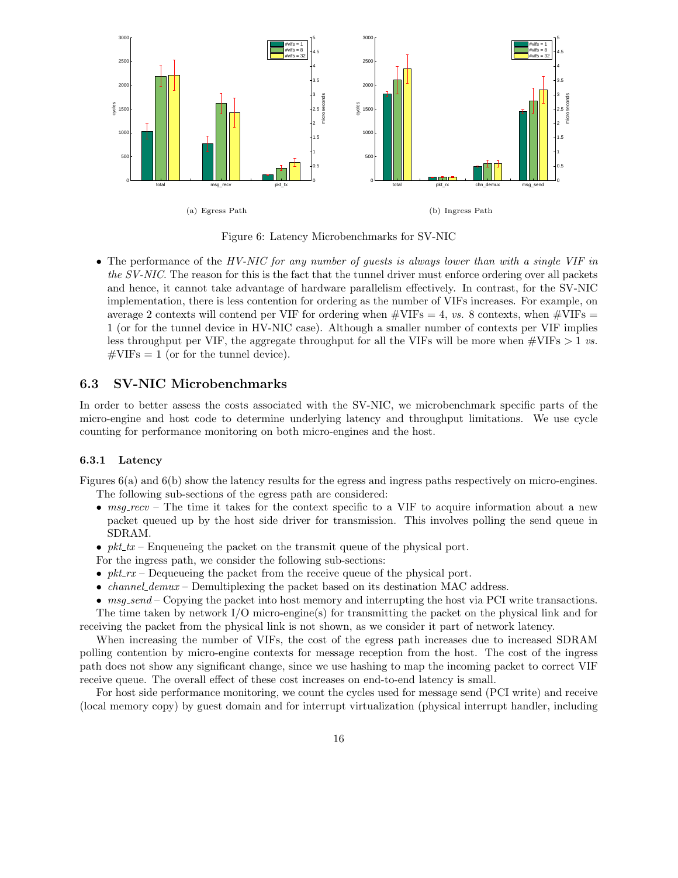(a) Egress Path

(b) Ingress Path

Figure 6: Latency Microbenchmarks for SV-NIC

- The performance of the *HV-NIC for any number of guests is always lower than with a single VIF in the SV-NIC*. The reason for this is the fact that the tunnel driver must enforce ordering over all packets and hence, it cannot take advantage of hardware parallelism effectively. In contrast, for the SV-NIC implementation, there is less contention for ordering as the number of VIFs increases. For example, on average 2 contexts will contend per VIF for ordering when #VIFs = 4, *vs.* 8 contexts, when #VIFs = 1 (or for the tunnel device in HV-NIC case). Although a smaller number of contexts per VIF implies less throughput per VIF, the aggregate throughput for all the VIFs will be more when #VIFs > 1 *vs.* #VIFs = 1 (or for the tunnel device).

## 6.3 SV-NIC Microbenchmarks

In order to better assess the costs associated with the SV-NIC, we microbenchmark specific parts of the micro-engine and host code to determine underlying latency and throughput limitations. We use cycle counting for performance monitoring on both micro-engines and the host.

### 6.3.1 Latency

Figures 6(a) and 6(b) show the latency results for the egress and ingress paths respectively on micro-engines. The following sub-sections of the egress path are considered:

- *msg_recv* – The time it takes for the context specific to a VIF to acquire information about a new packet queued up by the host side driver for transmission. This involves polling the send queue in SDRAM.
- *pkt_tx* – Enqueueing the packet on the transmit queue of the physical port.

For the ingress path, we consider the following sub-sections:

- *pkt_rx* – Dequeueing the packet from the receive queue of the physical port.
- *channel_demux* – Demultiplexing the packet based on its destination MAC address.
- *msg_send* – Copying the packet into host memory and interrupting the host via PCI write transactions.

The time taken by network I/O micro-engine(s) for transmitting the packet on the physical link and for receiving the packet from the physical link is not shown, as we consider it part of network latency.

When increasing the number of VIFs, the cost of the egress path increases due to increased SDRAM polling contention by micro-engine contexts for message reception from the host. The cost of the ingress path does not show any significant change, since we use hashing to map the incoming packet to correct VIF receive queue. The overall effect of these cost increases on end-to-end latency is small.

For host side performance monitoring, we count the cycles used for message send (PCI write) and receive (local memory copy) by guest domain and for interrupt virtualization (physical interrupt handler, including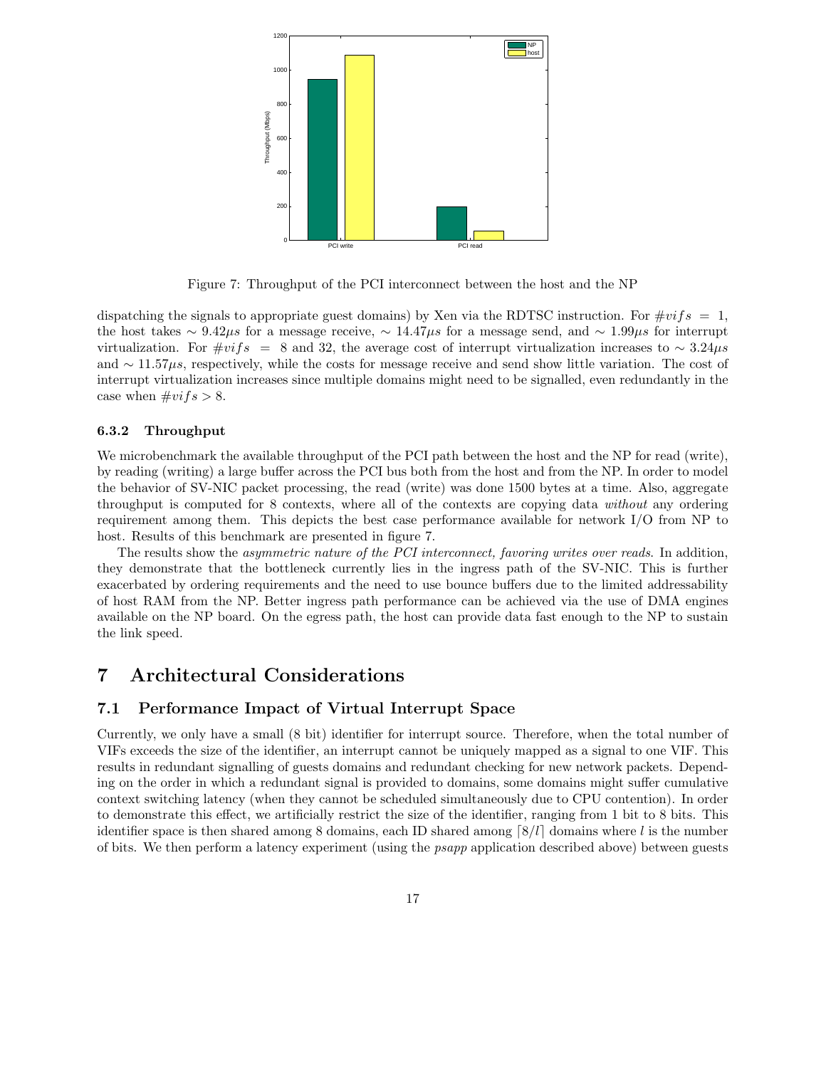Figure 7: Throughput of the PCI interconnect between the host and the NP

dispatching the signals to appropriate guest domains) by Xen via the RDTSC instruction. For $\#vifs = 1$, the host takes $\sim 9.42\mu s$ for a message receive, $\sim 14.47\mu s$ for a message send, and $\sim 1.99\mu s$ for interrupt virtualization. For $\#vifs = 8$ and 32, the average cost of interrupt virtualization increases to $\sim 3.24\mu s$ and $\sim 11.57\mu s$, respectively, while the costs for message receive and send show little variation. The cost of interrupt virtualization increases since multiple domains might need to be signalled, even redundantly in the case when $\#vifs > 8$.

### 6.3.2 Throughput

We microbenchmark the available throughput of the PCI path between the host and the NP for read (write), by reading (writing) a large buffer across the PCI bus both from the host and from the NP. In order to model the behavior of SV-NIC packet processing, the read (write) was done 1500 bytes at a time. Also, aggregate throughput is computed for 8 contexts, where all of the contexts are copying data *without* any ordering requirement among them. This depicts the best case performance available for network I/O from NP to host. Results of this benchmark are presented in figure 7.

The results show the *asymmetric nature of the PCI interconnect, favoring writes over reads*. In addition, they demonstrate that the bottleneck currently lies in the ingress path of the SV-NIC. This is further exacerbated by ordering requirements and the need to use bounce buffers due to the limited addressability of host RAM from the NP. Better ingress path performance can be achieved via the use of DMA engines available on the NP board. On the egress path, the host can provide data fast enough to the NP to sustain the link speed.

# 7 Architectural Considerations

## 7.1 Performance Impact of Virtual Interrupt Space

Currently, we only have a small (8 bit) identifier for interrupt source. Therefore, when the total number of VIFs exceeds the size of the identifier, an interrupt cannot be uniquely mapped as a signal to one VIF. This results in redundant signalling of guests domains and redundant checking for new network packets. Depending on the order in which a redundant signal is provided to domains, some domains might suffer cumulative context switching latency (when they cannot be scheduled simultaneously due to CPU contention). In order to demonstrate this effect, we artificially restrict the size of the identifier, ranging from 1 bit to 8 bits. This identifier space is then shared among 8 domains, each ID shared among $\lceil 8/l \rceil$ domains where $l$ is the number of bits. We then perform a latency experiment (using the *psapp* application described above) between guests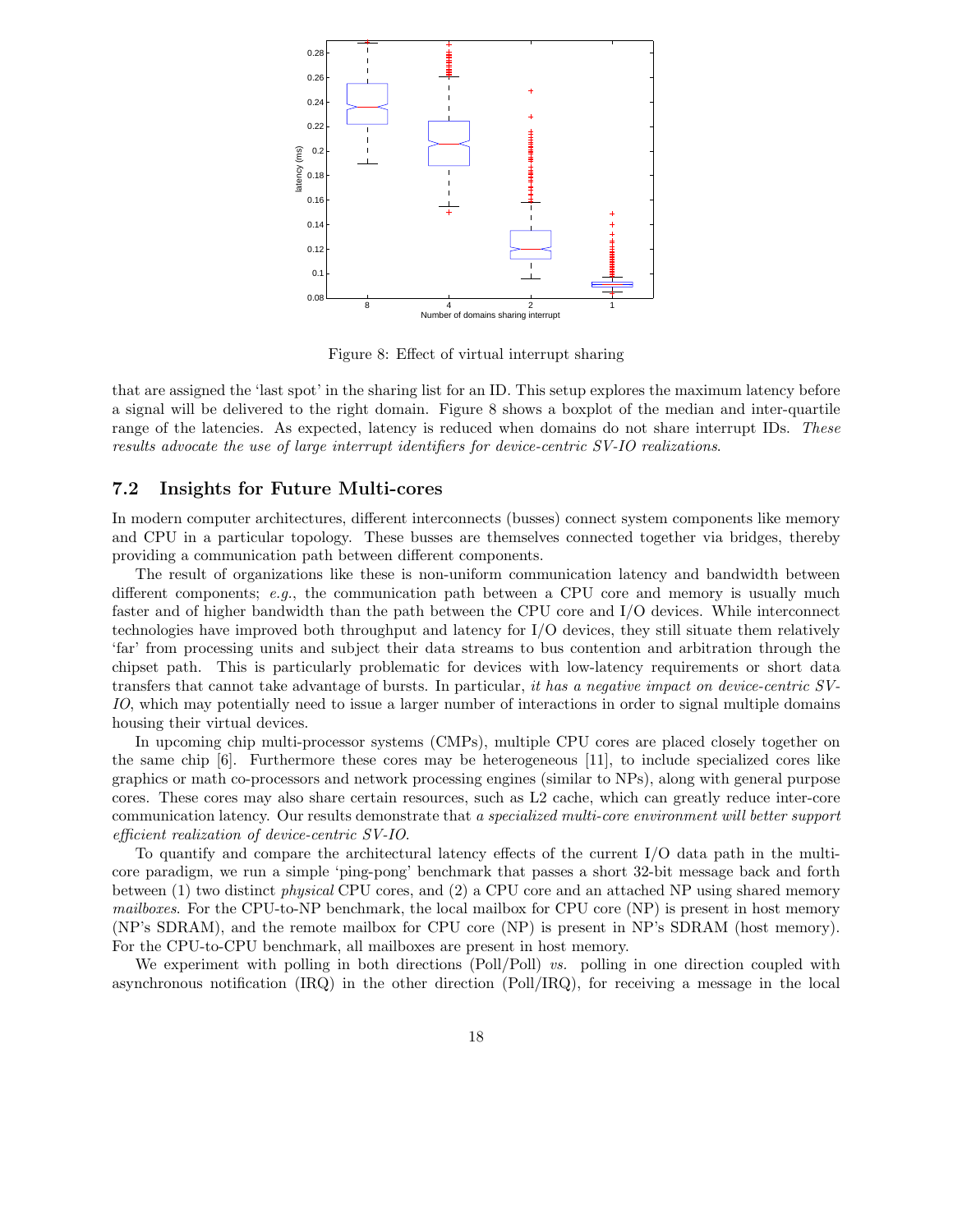Figure 8: Effect of virtual interrupt sharing

that are assigned the 'last spot' in the sharing list for an ID. This setup explores the maximum latency before a signal will be delivered to the right domain. Figure 8 shows a boxplot of the median and inter-quartile range of the latencies. As expected, latency is reduced when domains do not share interrupt IDs. *These results advocate the use of large interrupt identifiers for device-centric SV-IO realizations*.

## 7.2 Insights for Future Multi-cores

In modern computer architectures, different interconnects (busses) connect system components like memory and CPU in a particular topology. These busses are themselves connected together via bridges, thereby providing a communication path between different components.

The result of organizations like these is non-uniform communication latency and bandwidth between different components; *e.g.*, the communication path between a CPU core and memory is usually much faster and of higher bandwidth than the path between the CPU core and I/O devices. While interconnect technologies have improved both throughput and latency for I/O devices, they still situate them relatively 'far' from processing units and subject their data streams to bus contention and arbitration through the chipset path. This is particularly problematic for devices with low-latency requirements or short data transfers that cannot take advantage of bursts. In particular, *it has a negative impact on device-centric SV-IO*, which may potentially need to issue a larger number of interactions in order to signal multiple domains housing their virtual devices.

In upcoming chip multi-processor systems (CMPs), multiple CPU cores are placed closely together on the same chip [6]. Furthermore these cores may be heterogeneous [11], to include specialized cores like graphics or math co-processors and network processing engines (similar to NPs), along with general purpose cores. These cores may also share certain resources, such as L2 cache, which can greatly reduce inter-core communication latency. Our results demonstrate that *a specialized multi-core environment will better support efficient realization of device-centric SV-IO*.

To quantify and compare the architectural latency effects of the current I/O data path in the multi-core paradigm, we run a simple 'ping-pong' benchmark that passes a short 32-bit message back and forth between (1) two distinct *physical* CPU cores, and (2) a CPU core and an attached NP using shared memory *mailboxes*. For the CPU-to-NP benchmark, the local mailbox for CPU core (NP) is present in host memory (NP's SDRAM), and the remote mailbox for CPU core (NP) is present in NP's SDRAM (host memory). For the CPU-to-CPU benchmark, all mailboxes are present in host memory.

We experiment with polling in both directions (Poll/Poll) *vs.* polling in one direction coupled with asynchronous notification (IRQ) in the other direction (Poll/IRQ), for receiving a message in the local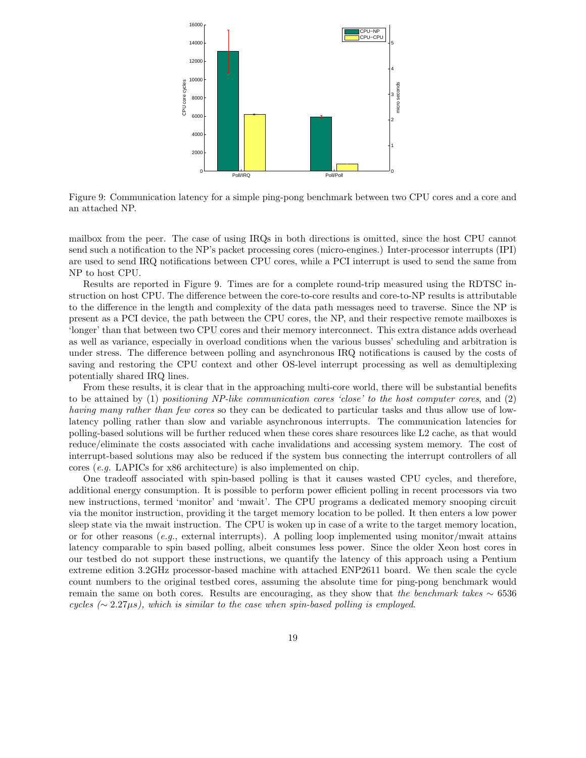Figure 9: Communication latency for a simple ping-pong benchmark between two CPU cores and a core and an attached NP.

mailbox from the peer. The case of using IRQs in both directions is omitted, since the host CPU cannot send such a notification to the NP's packet processing cores (micro-engines.) Inter-processor interrupts (IPI) are used to send IRQ notifications between CPU cores, while a PCI interrupt is used to send the same from NP to host CPU.

Results are reported in Figure 9. Times are for a complete round-trip measured using the RDTSC instruction on host CPU. The difference between the core-to-core results and core-to-NP results is attributable to the difference in the length and complexity of the data path messages need to traverse. Since the NP is present as a PCI device, the path between the CPU cores, the NP, and their respective remote mailboxes is 'longer' than that between two CPU cores and their memory interconnect. This extra distance adds overhead as well as variance, especially in overload conditions when the various busses' scheduling and arbitration is under stress. The difference between polling and asynchronous IRQ notifications is caused by the costs of saving and restoring the CPU context and other OS-level interrupt processing as well as demultiplexing potentially shared IRQ lines.

From these results, it is clear that in the approaching multi-core world, there will be substantial benefits to be attained by (1) *positioning NP-like communication cores 'close' to the host computer cores*, and (2) *having many rather than few cores* so they can be dedicated to particular tasks and thus allow use of low-latency polling rather than slow and variable asynchronous interrupts. The communication latencies for polling-based solutions will be further reduced when these cores share resources like L2 cache, as that would reduce/eliminate the costs associated with cache invalidations and accessing system memory. The cost of interrupt-based solutions may also be reduced if the system bus connecting the interrupt controllers of all cores (*e.g.* LAPICs for x86 architecture) is also implemented on chip.

One tradeoff associated with spin-based polling is that it causes wasted CPU cycles, and therefore, additional energy consumption. It is possible to perform power efficient polling in recent processors via two new instructions, termed 'monitor' and 'mwait'. The CPU programs a dedicated memory snooping circuit via the monitor instruction, providing it the target memory location to be polled. It then enters a low power sleep state via the mwait instruction. The CPU is woken up in case of a write to the target memory location, or for other reasons (*e.g.*, external interrupts). A polling loop implemented using monitor/mwait attains latency comparable to spin based polling, albeit consumes less power. Since the older Xeon host cores in our testbed do not support these instructions, we quantify the latency of this approach using a Pentium extreme edition 3.2GHz processor-based machine with attached ENP2611 board. We then scale the cycle count numbers to the original testbed cores, assuming the absolute time for ping-pong benchmark would remain the same on both cores. Results are encouraging, as they show that *the benchmark takes* $\sim 6536$ *cycles* ($\sim 2.27\mu s$)*, which is similar to the case when spin-based polling is employed*.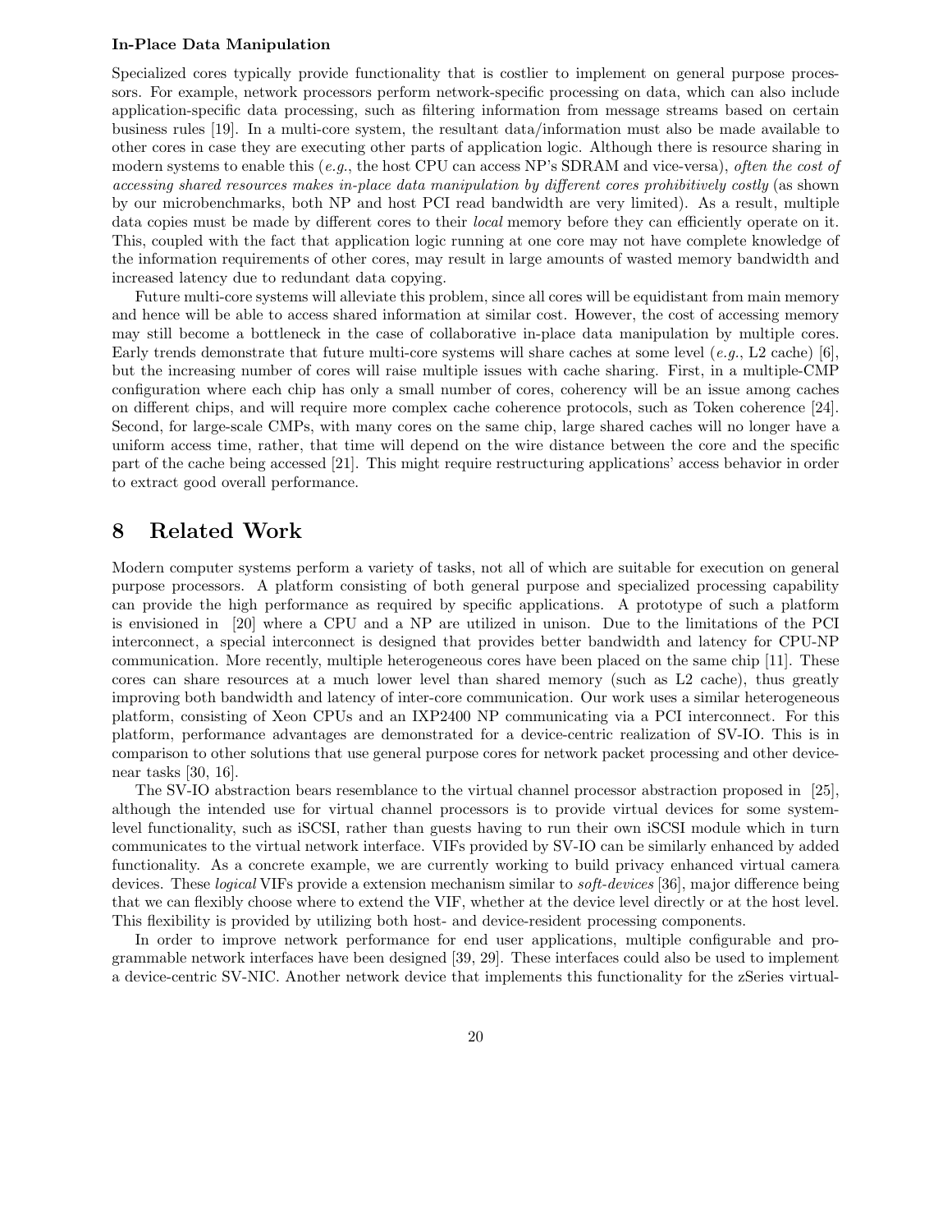**In-Place Data Manipulation**

Specialized cores typically provide functionality that is costlier to implement on general purpose processors. For example, network processors perform network-specific processing on data, which can also include application-specific data processing, such as filtering information from message streams based on certain business rules [19]. In a multi-core system, the resultant data/information must also be made available to other cores in case they are executing other parts of application logic. Although there is resource sharing in modern systems to enable this (*e.g.*, the host CPU can access NP's SDRAM and vice-versa), *often the cost of accessing shared resources makes in-place data manipulation by different cores prohibitively costly* (as shown by our microbenchmarks, both NP and host PCI read bandwidth are very limited). As a result, multiple data copies must be made by different cores to their *local* memory before they can efficiently operate on it. This, coupled with the fact that application logic running at one core may not have complete knowledge of the information requirements of other cores, may result in large amounts of wasted memory bandwidth and increased latency due to redundant data copying.

Future multi-core systems will alleviate this problem, since all cores will be equidistant from main memory and hence will be able to access shared information at similar cost. However, the cost of accessing memory may still become a bottleneck in the case of collaborative in-place data manipulation by multiple cores. Early trends demonstrate that future multi-core systems will share caches at some level (*e.g.*, L2 cache) [6], but the increasing number of cores will raise multiple issues with cache sharing. First, in a multiple-CMP configuration where each chip has only a small number of cores, coherency will be an issue among caches on different chips, and will require more complex cache coherence protocols, such as Token coherence [24]. Second, for large-scale CMPs, with many cores on the same chip, large shared caches will no longer have a uniform access time, rather, that time will depend on the wire distance between the core and the specific part of the cache being accessed [21]. This might require restructuring applications' access behavior in order to extract good overall performance.

# 8 Related Work

Modern computer systems perform a variety of tasks, not all of which are suitable for execution on general purpose processors. A platform consisting of both general purpose and specialized processing capability can provide the high performance as required by specific applications. A prototype of such a platform is envisioned in [20] where a CPU and a NP are utilized in unison. Due to the limitations of the PCI interconnect, a special interconnect is designed that provides better bandwidth and latency for CPU-NP communication. More recently, multiple heterogeneous cores have been placed on the same chip [11]. These cores can share resources at a much lower level than shared memory (such as L2 cache), thus greatly improving both bandwidth and latency of inter-core communication. Our work uses a similar heterogeneous platform, consisting of Xeon CPUs and an IXP2400 NP communicating via a PCI interconnect. For this platform, performance advantages are demonstrated for a device-centric realization of SV-IO. This is in comparison to other solutions that use general purpose cores for network packet processing and other device-near tasks [30, 16].

The SV-IO abstraction bears resemblance to the virtual channel processor abstraction proposed in [25], although the intended use for virtual channel processors is to provide virtual devices for some system-level functionality, such as iSCSI, rather than guests having to run their own iSCSI module which in turn communicates to the virtual network interface. VIFs provided by SV-IO can be similarly enhanced by added functionality. As a concrete example, we are currently working to build privacy enhanced virtual camera devices. These *logical* VIFs provide a extension mechanism similar to *soft-devices* [36], major difference being that we can flexibly choose where to extend the VIF, whether at the device level directly or at the host level. This flexibility is provided by utilizing both host- and device-resident processing components.

In order to improve network performance for end user applications, multiple configurable and programmable network interfaces have been designed [39, 29]. These interfaces could also be used to implement a device-centric SV-NIC. Another network device that implements this functionality for the zSeries virtual-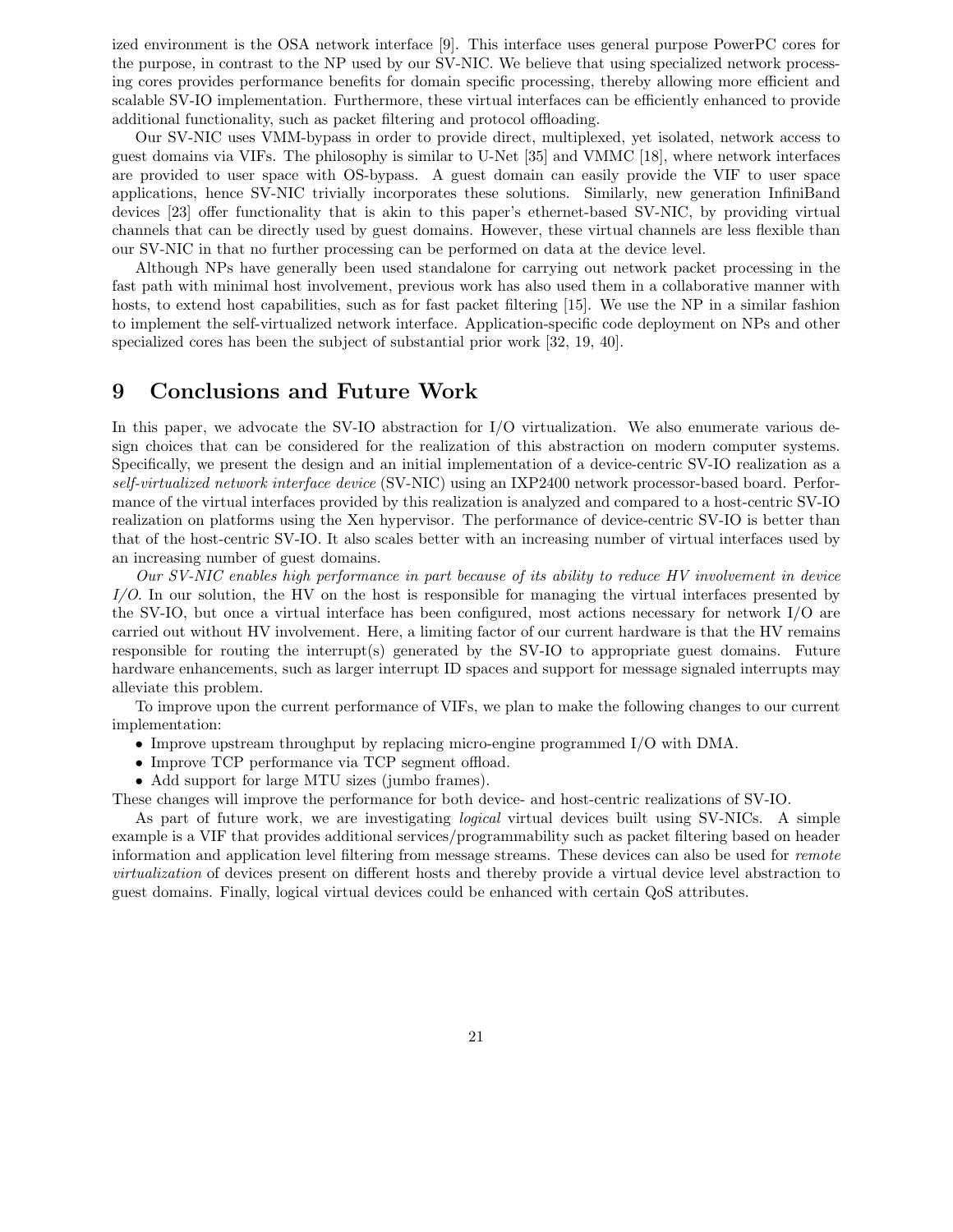ized environment is the OSA network interface [9]. This interface uses general purpose PowerPC cores for the purpose, in contrast to the NP used by our SV-NIC. We believe that using specialized network processing cores provides performance benefits for domain specific processing, thereby allowing more efficient and scalable SV-IO implementation. Furthermore, these virtual interfaces can be efficiently enhanced to provide additional functionality, such as packet filtering and protocol offloading.

Our SV-NIC uses VMM-bypass in order to provide direct, multiplexed, yet isolated, network access to guest domains via VIFs. The philosophy is similar to U-Net [35] and VMMC [18], where network interfaces are provided to user space with OS-bypass. A guest domain can easily provide the VIF to user space applications, hence SV-NIC trivially incorporates these solutions. Similarly, new generation InfiniBand devices [23] offer functionality that is akin to this paper's ethernet-based SV-NIC, by providing virtual channels that can be directly used by guest domains. However, these virtual channels are less flexible than our SV-NIC in that no further processing can be performed on data at the device level.

Although NPs have generally been used standalone for carrying out network packet processing in the fast path with minimal host involvement, previous work has also used them in a collaborative manner with hosts, to extend host capabilities, such as for fast packet filtering [15]. We use the NP in a similar fashion to implement the self-virtualized network interface. Application-specific code deployment on NPs and other specialized cores has been the subject of substantial prior work [32, 19, 40].

# 9 Conclusions and Future Work

In this paper, we advocate the SV-IO abstraction for I/O virtualization. We also enumerate various design choices that can be considered for the realization of this abstraction on modern computer systems. Specifically, we present the design and an initial implementation of a device-centric SV-IO realization as a *self-virtualized network interface device* (SV-NIC) using an IXP2400 network processor-based board. Performance of the virtual interfaces provided by this realization is analyzed and compared to a host-centric SV-IO realization on platforms using the Xen hypervisor. The performance of device-centric SV-IO is better than that of the host-centric SV-IO. It also scales better with an increasing number of virtual interfaces used by an increasing number of guest domains.

*Our SV-NIC enables high performance in part because of its ability to reduce HV involvement in device I/O.* In our solution, the HV on the host is responsible for managing the virtual interfaces presented by the SV-IO, but once a virtual interface has been configured, most actions necessary for network I/O are carried out without HV involvement. Here, a limiting factor of our current hardware is that the HV remains responsible for routing the interrupt(s) generated by the SV-IO to appropriate guest domains. Future hardware enhancements, such as larger interrupt ID spaces and support for message signaled interrupts may alleviate this problem.

To improve upon the current performance of VIFs, we plan to make the following changes to our current implementation:

- Improve upstream throughput by replacing micro-engine programmed I/O with DMA.
- Improve TCP performance via TCP segment offload.
- Add support for large MTU sizes (jumbo frames).

These changes will improve the performance for both device- and host-centric realizations of SV-IO.

As part of future work, we are investigating *logical* virtual devices built using SV-NICs. A simple example is a VIF that provides additional services/programmability such as packet filtering based on header information and application level filtering from message streams. These devices can also be used for *remote virtualization* of devices present on different hosts and thereby provide a virtual device level abstraction to guest domains. Finally, logical virtual devices could be enhanced with certain QoS attributes.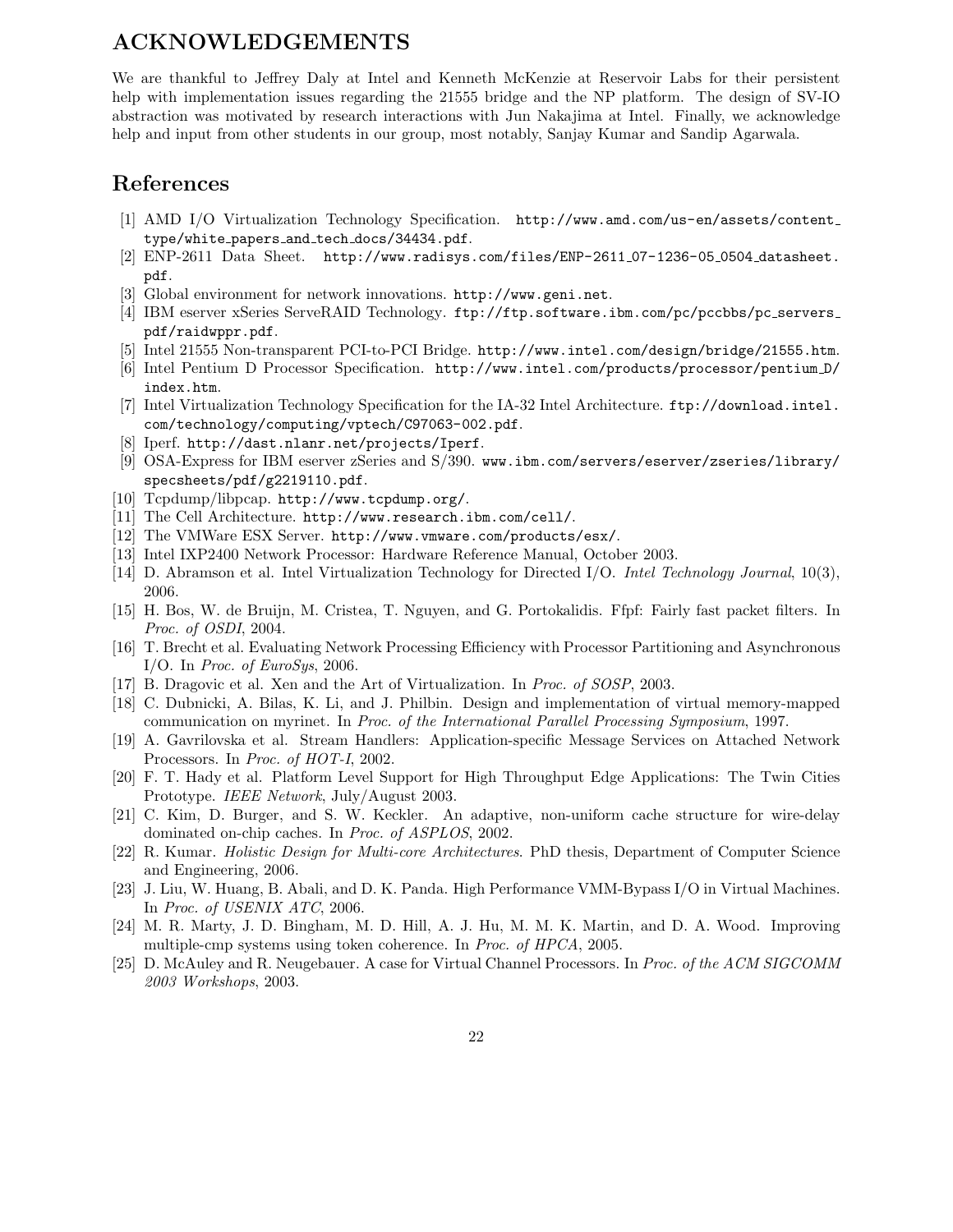## ACKNOWLEDGEMENTS

We are thankful to Jeffrey Daly at Intel and Kenneth McKenzie at Reservoir Labs for their persistent help with implementation issues regarding the 21555 bridge and the NP platform. The design of SV-IO abstraction was motivated by research interactions with Jun Nakajima at Intel. Finally, we acknowledge help and input from other students in our group, most notably, Sanjay Kumar and Sandip Agarwala.

## References

[1] AMD I/O Virtualization Technology Specification. http://www.amd.com/us-en/assets/content_type/white_papers_and_tech_docs/34434.pdf.

[2] ENP-2611 Data Sheet. http://www.radisys.com/files/ENP-2611_07-1236-05_0504_datasheet.pdf.

[3] Global environment for network innovations. http://www.geni.net.

[4] IBM eserver xSeries ServeRAID Technology. ftp://ftp.software.ibm.com/pc/pccbbs/pc_servers_pdf/raidwppr.pdf.

[5] Intel 21555 Non-transparent PCI-to-PCI Bridge. http://www.intel.com/design/bridge/21555.htm.

[6] Intel Pentium D Processor Specification. http://www.intel.com/products/processor/pentium_D/index.htm.

[7] Intel Virtualization Technology Specification for the IA-32 Intel Architecture. ftp://download.intel.com/technology/computing/vptech/C97063-002.pdf.

[8] Iperf. http://dast.nlanr.net/projects/Iperf.

[9] OSA-Express for IBM eserver zSeries and S/390. www.ibm.com/servers/eserver/zseries/library/specsheets/pdf/g2219110.pdf.

[10] Tcpdump/libpcap. http://www.tcpdump.org/.

[11] The Cell Architecture. http://www.research.ibm.com/cell/.

[12] The VMWare ESX Server. http://www.vmware.com/products/esx/.

[13] Intel IXP2400 Network Processor: Hardware Reference Manual, October 2003.

[14] D. Abramson et al. Intel Virtualization Technology for Directed I/O. *Intel Technology Journal*, 10(3), 2006.

[15] H. Bos, W. de Bruijn, M. Cristea, T. Nguyen, and G. Portokalidis. Ffpf: Fairly fast packet filters. In *Proc. of OSDI*, 2004.

[16] T. Brecht et al. Evaluating Network Processing Efficiency with Processor Partitioning and Asynchronous I/O. In *Proc. of EuroSys*, 2006.

[17] B. Dragovic et al. Xen and the Art of Virtualization. In *Proc. of SOSP*, 2003.

[18] C. Dubnicki, A. Bilas, K. Li, and J. Philbin. Design and implementation of virtual memory-mapped communication on myrinet. In *Proc. of the International Parallel Processing Symposium*, 1997.

[19] A. Gavrilovska et al. Stream Handlers: Application-specific Message Services on Attached Network Processors. In *Proc. of HOT-I*, 2002.

[20] F. T. Hady et al. Platform Level Support for High Throughput Edge Applications: The Twin Cities Prototype. *IEEE Network*, July/August 2003.

[21] C. Kim, D. Burger, and S. W. Keckler. An adaptive, non-uniform cache structure for wire-delay dominated on-chip caches. In *Proc. of ASPLOS*, 2002.

[22] R. Kumar. *Holistic Design for Multi-core Architectures*. PhD thesis, Department of Computer Science and Engineering, 2006.

[23] J. Liu, W. Huang, B. Abali, and D. K. Panda. High Performance VMM-Bypass I/O in Virtual Machines. In *Proc. of USENIX ATC*, 2006.

[24] M. R. Marty, J. D. Bingham, M. D. Hill, A. J. Hu, M. M. K. Martin, and D. A. Wood. Improving multiple-cmp systems using token coherence. In *Proc. of HPCA*, 2005.

[25] D. McAuley and R. Neugebauer. A case for Virtual Channel Processors. In *Proc. of the ACM SIGCOMM 2003 Workshops*, 2003.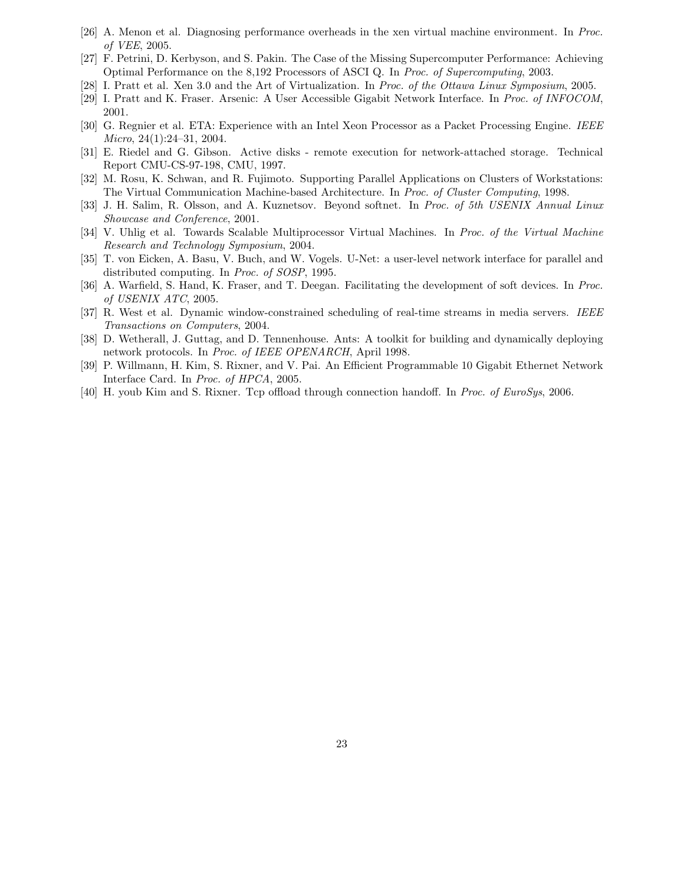[26] A. Menon et al. Diagnosing performance overheads in the xen virtual machine environment. In *Proc. of VEE*, 2005.

[27] F. Petrini, D. Kerbyson, and S. Pakin. The Case of the Missing Supercomputer Performance: Achieving Optimal Performance on the 8,192 Processors of ASCI Q. In *Proc. of Supercomputing*, 2003.

[28] I. Pratt et al. Xen 3.0 and the Art of Virtualization. In *Proc. of the Ottawa Linux Symposium*, 2005.

[29] I. Pratt and K. Fraser. Arsenic: A User Accessible Gigabit Network Interface. In *Proc. of INFOCOM*, 2001.

[30] G. Regnier et al. ETA: Experience with an Intel Xeon Processor as a Packet Processing Engine. *IEEE Micro*, 24(1):24–31, 2004.

[31] E. Riedel and G. Gibson. Active disks - remote execution for network-attached storage. Technical Report CMU-CS-97-198, CMU, 1997.

[32] M. Rosu, K. Schwan, and R. Fujimoto. Supporting Parallel Applications on Clusters of Workstations: The Virtual Communication Machine-based Architecture. In *Proc. of Cluster Computing*, 1998.

[33] J. H. Salim, R. Olsson, and A. Kuznetsov. Beyond softnet. In *Proc. of 5th USENIX Annual Linux Showcase and Conference*, 2001.

[34] V. Uhlig et al. Towards Scalable Multiprocessor Virtual Machines. In *Proc. of the Virtual Machine Research and Technology Symposium*, 2004.

[35] T. von Eicken, A. Basu, V. Buch, and W. Vogels. U-Net: a user-level network interface for parallel and distributed computing. In *Proc. of SOSP*, 1995.

[36] A. Warfield, S. Hand, K. Fraser, and T. Deegan. Facilitating the development of soft devices. In *Proc. of USENIX ATC*, 2005.

[37] R. West et al. Dynamic window-constrained scheduling of real-time streams in media servers. *IEEE Transactions on Computers*, 2004.

[38] D. Wetherall, J. Guttag, and D. Tennenhouse. Ants: A toolkit for building and dynamically deploying network protocols. In *Proc. of IEEE OPENARCH*, April 1998.

[39] P. Willmann, H. Kim, S. Rixner, and V. Pai. An Efficient Programmable 10 Gigabit Ethernet Network Interface Card. In *Proc. of HPCA*, 2005.

[40] H. youb Kim and S. Rixner. Tcp offload through connection handoff. In *Proc. of EuroSys*, 2006.